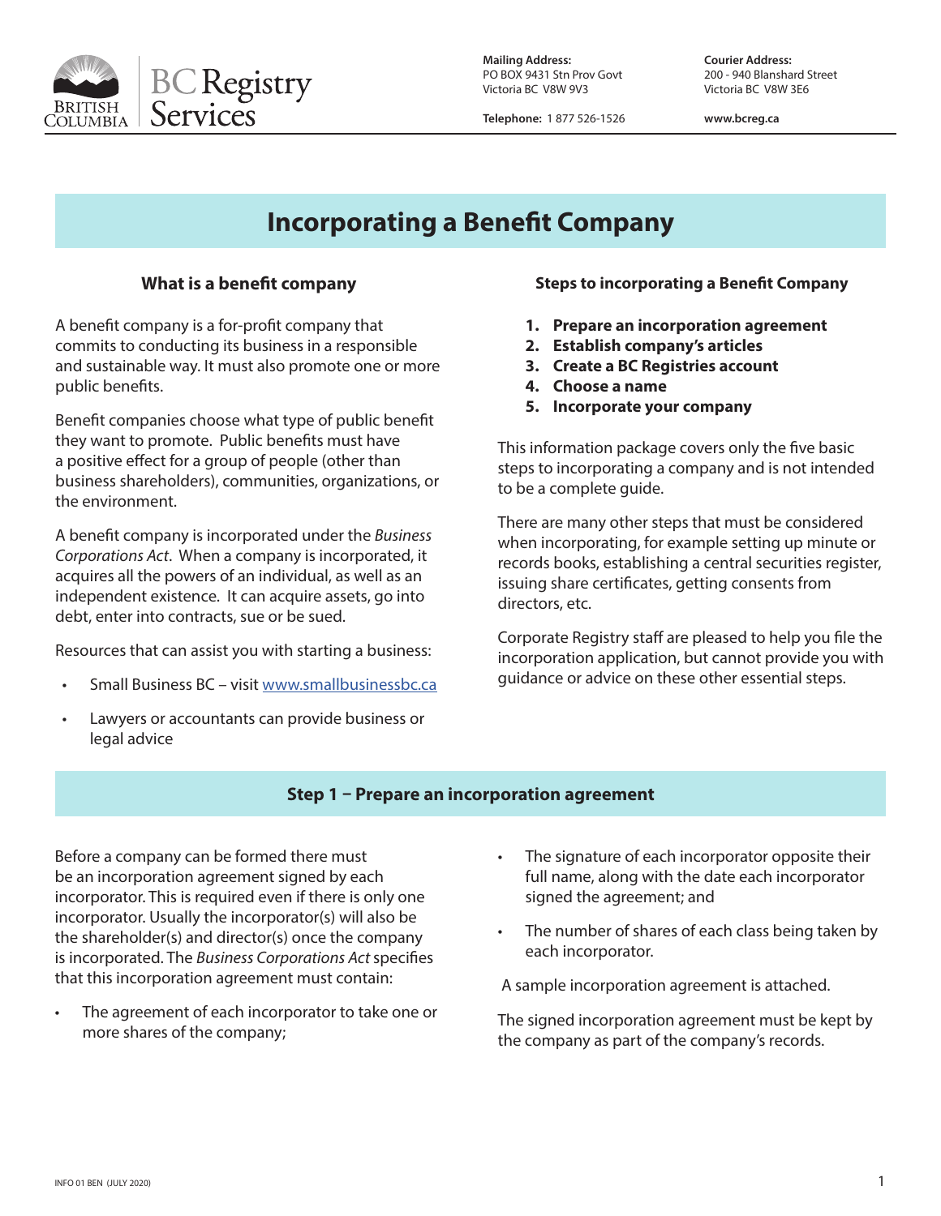BC Registry Services

**Mailing Address:**
PO BOX 9431 Stn Prov Govt
Victoria BC V8W 9V3

**Courier Address:**
200 - 940 Blanshard Street
Victoria BC V8W 3E6

**Telephone:** 1 877 526-1526

www.bcreg.ca

# Incorporating a Benefit Company

## What is a benefit company

A benefit company is a for-profit company that commits to conducting its business in a responsible and sustainable way. It must also promote one or more public benefits.

Benefit companies choose what type of public benefit they want to promote. Public benefits must have a positive effect for a group of people (other than business shareholders), communities, organizations, or the environment.

A benefit company is incorporated under the *Business Corporations Act*. When a company is incorporated, it acquires all the powers of an individual, as well as an independent existence. It can acquire assets, go into debt, enter into contracts, sue or be sued.

Resources that can assist you with starting a business:

- Small Business BC – visit www.smallbusinessbc.ca
- Lawyers or accountants can provide business or legal advice

## Steps to incorporating a Benefit Company

1. **Prepare an incorporation agreement**
2. **Establish company's articles**
3. **Create a BC Registries account**
4. **Choose a name**
5. **Incorporate your company**

This information package covers only the five basic steps to incorporating a company and is not intended to be a complete guide.

There are many other steps that must be considered when incorporating, for example setting up minute or records books, establishing a central securities register, issuing share certificates, getting consents from directors, etc.

Corporate Registry staff are pleased to help you file the incorporation application, but cannot provide you with guidance or advice on these other essential steps.

## Step 1 – Prepare an incorporation agreement

Before a company can be formed there must be an incorporation agreement signed by each incorporator. This is required even if there is only one incorporator. Usually the incorporator(s) will also be the shareholder(s) and director(s) once the company is incorporated. The *Business Corporations Act* specifies that this incorporation agreement must contain:

- The agreement of each incorporator to take one or more shares of the company;
- The signature of each incorporator opposite their full name, along with the date each incorporator signed the agreement; and
- The number of shares of each class being taken by each incorporator.

A sample incorporation agreement is attached.

The signed incorporation agreement must be kept by the company as part of the company's records.

INFO 01 BEN (JULY 2020)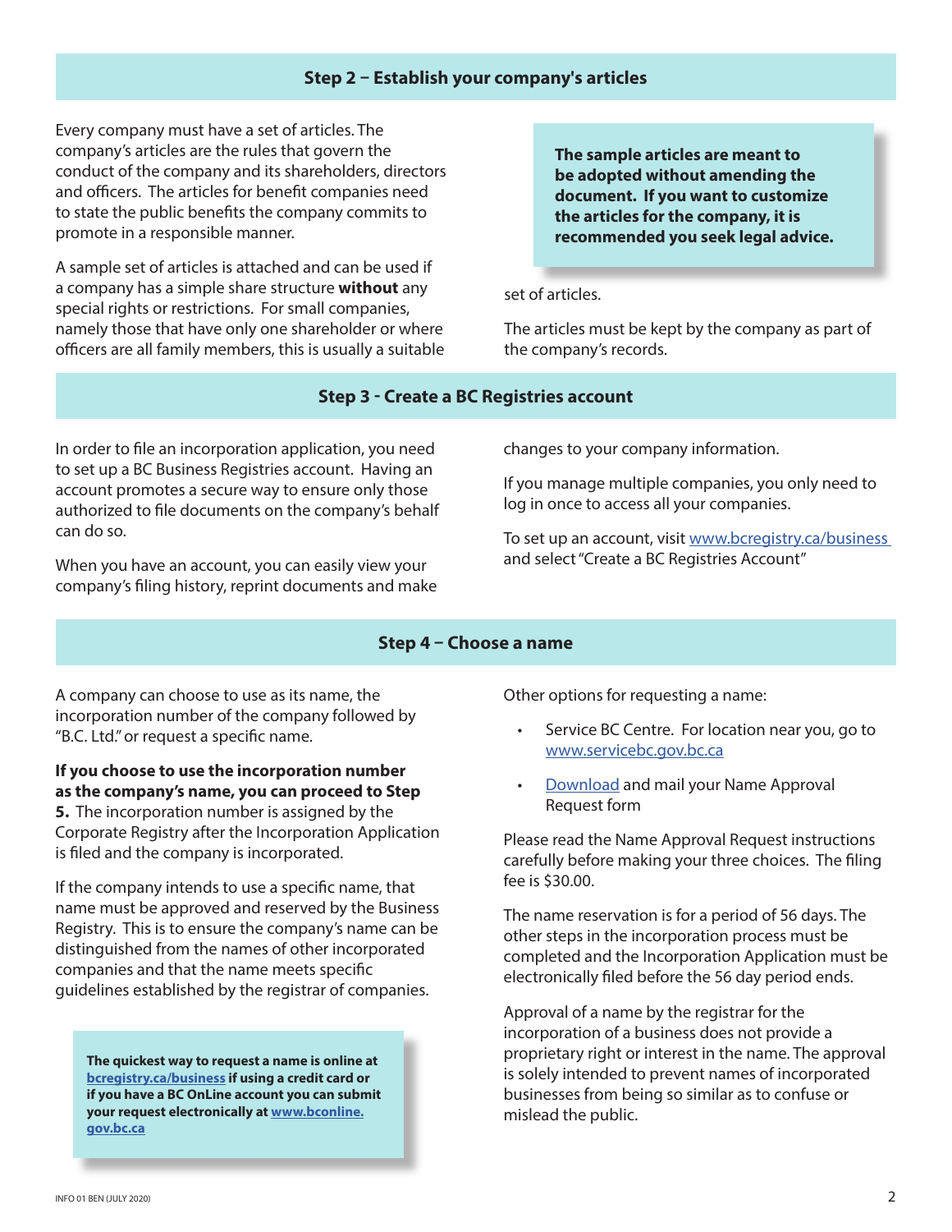## Step 2 – Establish your company's articles

Every company must have a set of articles. The company's articles are the rules that govern the conduct of the company and its shareholders, directors and officers. The articles for benefit companies need to state the public benefits the company commits to promote in a responsible manner.

A sample set of articles is attached and can be used if a company has a simple share structure **without** any special rights or restrictions. For small companies, namely those that have only one shareholder or where officers are all family members, this is usually a suitable set of articles.

**The sample articles are meant to be adopted without amending the document. If you want to customize the articles for the company, it is recommended you seek legal advice.**

The articles must be kept by the company as part of the company's records.

## Step 3 - Create a BC Registries account

In order to file an incorporation application, you need to set up a BC Business Registries account. Having an account promotes a secure way to ensure only those authorized to file documents on the company's behalf can do so.

When you have an account, you can easily view your company's filing history, reprint documents and make changes to your company information.

If you manage multiple companies, you only need to log in once to access all your companies.

To set up an account, visit www.bcregistry.ca/business and select "Create a BC Registries Account"

## Step 4 – Choose a name

A company can choose to use as its name, the incorporation number of the company followed by "B.C. Ltd." or request a specific name.

**If you choose to use the incorporation number as the company's name, you can proceed to Step 5.** The incorporation number is assigned by the Corporate Registry after the Incorporation Application is filed and the company is incorporated.

If the company intends to use a specific name, that name must be approved and reserved by the Business Registry. This is to ensure the company's name can be distinguished from the names of other incorporated companies and that the name meets specific guidelines established by the registrar of companies.

**The quickest way to request a name is online at bcregistry.ca/business if using a credit card or if you have a BC OnLine account you can submit your request electronically at www.bconline.gov.bc.ca**

Other options for requesting a name:

- Service BC Centre. For location near you, go to www.servicebc.gov.bc.ca
- Download and mail your Name Approval Request form

Please read the Name Approval Request instructions carefully before making your three choices. The filing fee is $30.00.

The name reservation is for a period of 56 days. The other steps in the incorporation process must be completed and the Incorporation Application must be electronically filed before the 56 day period ends.

Approval of a name by the registrar for the incorporation of a business does not provide a proprietary right or interest in the name. The approval is solely intended to prevent names of incorporated businesses from being so similar as to confuse or mislead the public.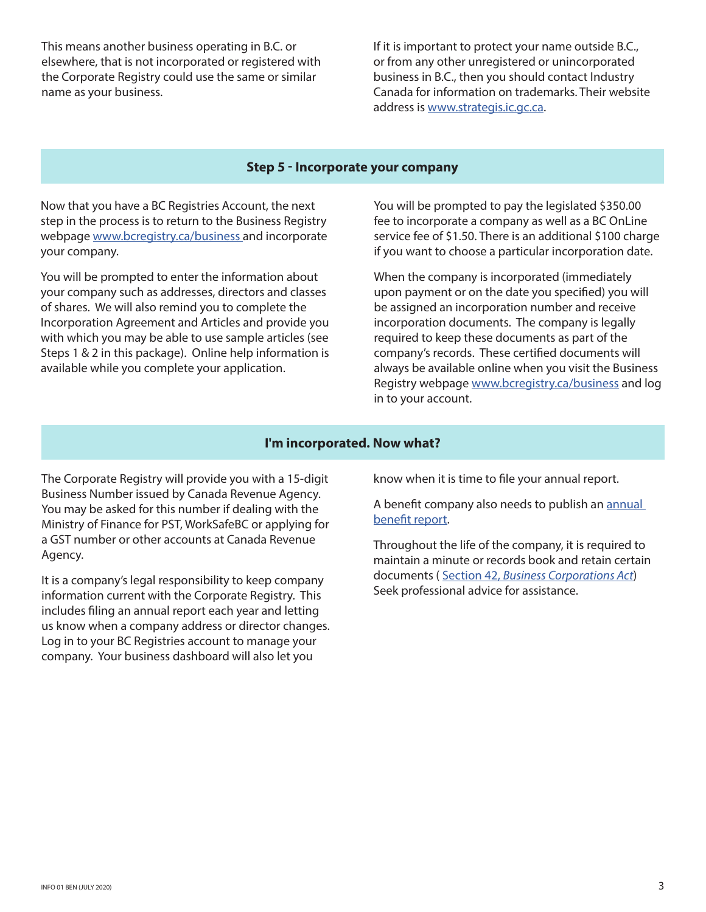This means another business operating in B.C. or elsewhere, that is not incorporated or registered with the Corporate Registry could use the same or similar name as your business.

If it is important to protect your name outside B.C., or from any other unregistered or unincorporated business in B.C., then you should contact Industry Canada for information on trademarks. Their website address is [www.strategis.ic.gc.ca](www.strategis.ic.gc.ca).

## Step 5 - Incorporate your company

Now that you have a BC Registries Account, the next step in the process is to return to the Business Registry webpage [www.bcregistry.ca/business](www.bcregistry.ca/business) and incorporate your company.

You will be prompted to enter the information about your company such as addresses, directors and classes of shares. We will also remind you to complete the Incorporation Agreement and Articles and provide you with which you may be able to use sample articles (see Steps 1 & 2 in this package). Online help information is available while you complete your application.

You will be prompted to pay the legislated $350.00 fee to incorporate a company as well as a BC OnLine service fee of $1.50. There is an additional $100 charge if you want to choose a particular incorporation date.

When the company is incorporated (immediately upon payment or on the date you specified) you will be assigned an incorporation number and receive incorporation documents. The company is legally required to keep these documents as part of the company's records. These certified documents will always be available online when you visit the Business Registry webpage [www.bcregistry.ca/business](www.bcregistry.ca/business) and log in to your account.

## I'm incorporated. Now what?

The Corporate Registry will provide you with a 15-digit Business Number issued by Canada Revenue Agency. You may be asked for this number if dealing with the Ministry of Finance for PST, WorkSafeBC or applying for a GST number or other accounts at Canada Revenue Agency.

It is a company's legal responsibility to keep company information current with the Corporate Registry. This includes filing an annual report each year and letting us know when a company address or director changes. Log in to your BC Registries account to manage your company. Your business dashboard will also let you know when it is time to file your annual report.

A benefit company also needs to publish an annual benefit report.

Throughout the life of the company, it is required to maintain a minute or records book and retain certain documents ( Section 42, *Business Corporations Act*) Seek professional advice for assistance.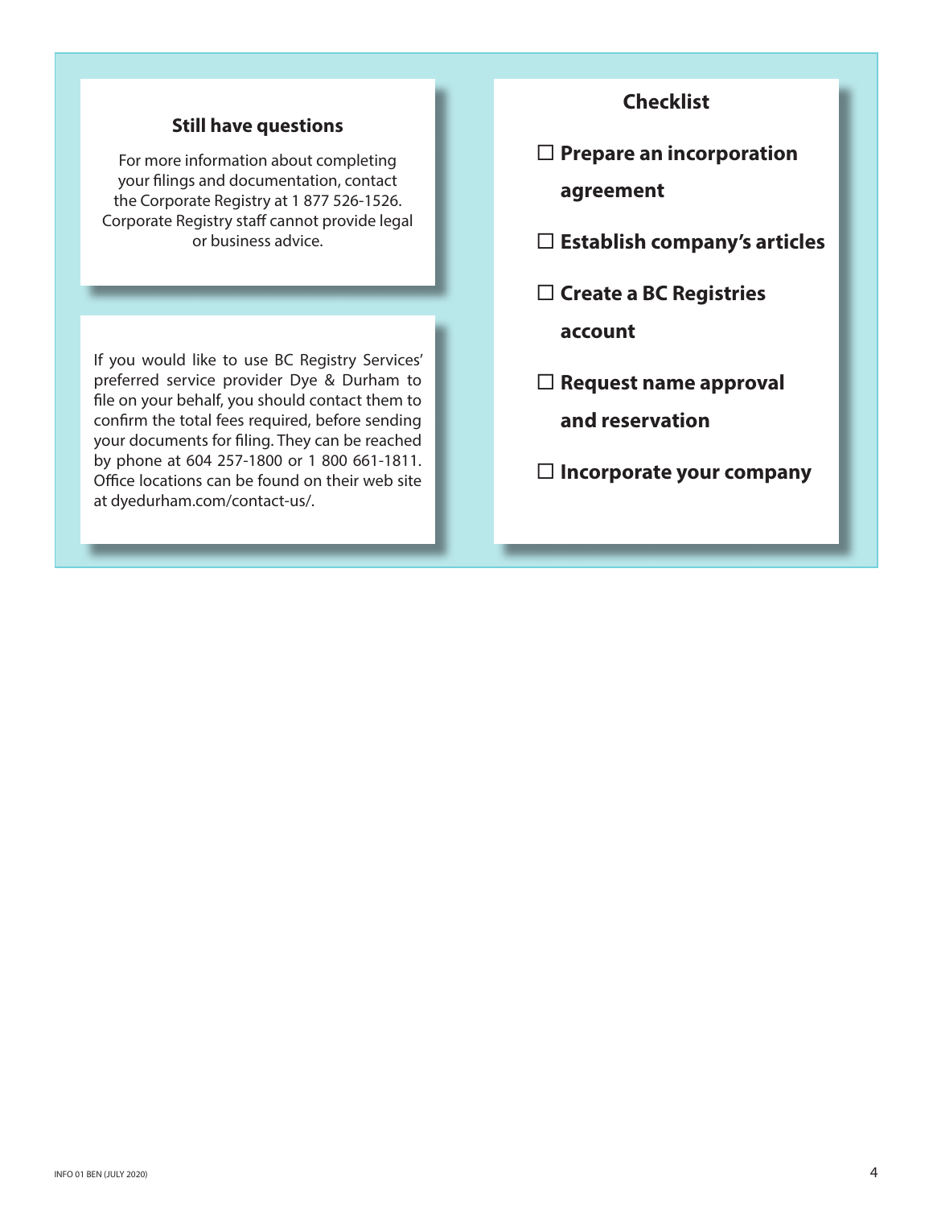### Still have questions

For more information about completing your filings and documentation, contact the Corporate Registry at 1 877 526-1526. Corporate Registry staff cannot provide legal or business advice.

If you would like to use BC Registry Services' preferred service provider Dye & Durham to file on your behalf, you should contact them to confirm the total fees required, before sending your documents for filing. They can be reached by phone at 604 257-1800 or 1 800 661-1811. Office locations can be found on their web site at dyedurham.com/contact-us/.

### Checklist

- ☐ **Prepare an incorporation agreement**
- ☐ **Establish company's articles**
- ☐ **Create a BC Registries account**
- ☐ **Request name approval and reservation**
- ☐ **Incorporate your company**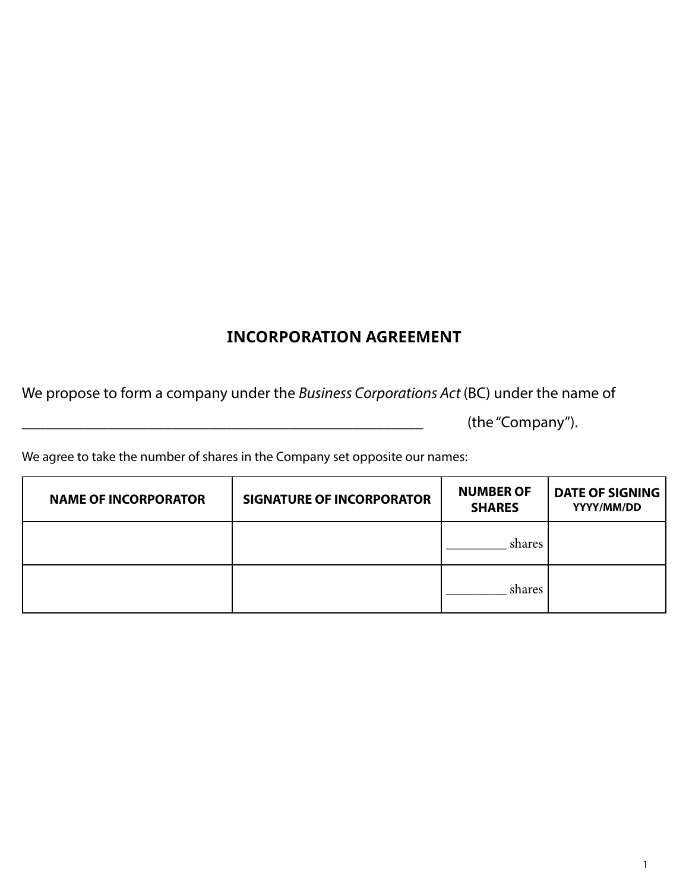## INCORPORATION AGREEMENT

We propose to form a company under the *Business Corporations Act* (BC) under the name of

\_\_\_\_\_\_\_\_\_\_\_\_\_\_\_\_\_\_\_\_\_\_\_\_\_\_\_\_\_\_\_\_\_\_\_\_\_\_\_\_\_\_\_\_\_\_\_\_\_\_\_\_\_\_ (the "Company").

We agree to take the number of shares in the Company set opposite our names:

| NAME OF INCORPORATOR | SIGNATURE OF INCORPORATOR | NUMBER OF SHARES | DATE OF SIGNING YYYY/MM/DD |
|---|---|---|---|
| | | \_\_\_\_\_\_\_\_\_\_ shares | |
| | | \_\_\_\_\_\_\_\_\_\_ shares | |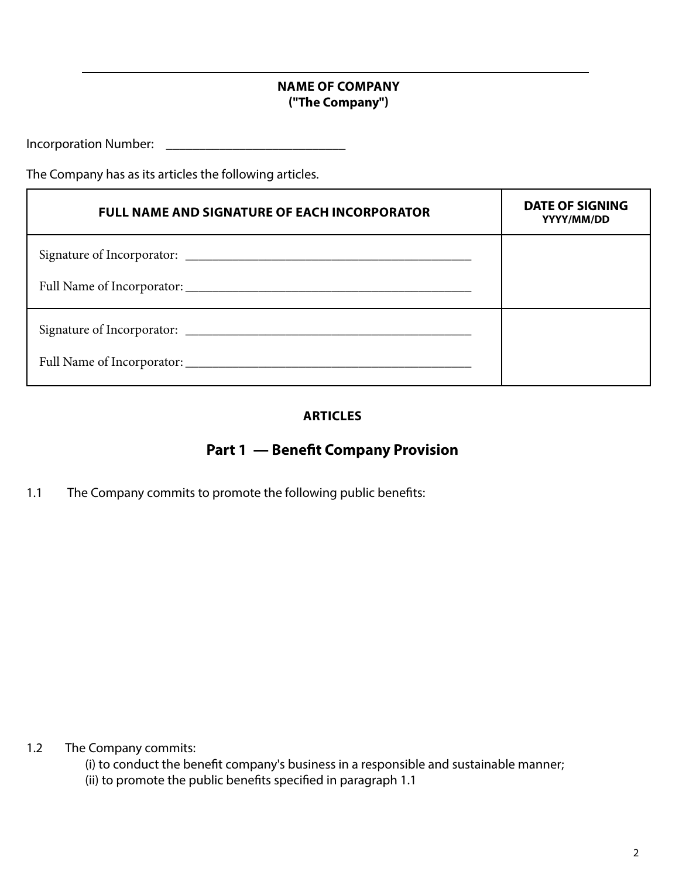**NAME OF COMPANY**
**("The Company")**

Incorporation Number: ____________________________

The Company has as its articles the following articles.

| FULL NAME AND SIGNATURE OF EACH INCORPORATOR | DATE OF SIGNING YYYY/MM/DD |
|---|---|
| Signature of Incorporator: ____________________________________________ <br> Full Name of Incorporator: ____________________________________________ | |
| Signature of Incorporator: ____________________________________________ <br> Full Name of Incorporator: ____________________________________________ | |

**ARTICLES**

## Part 1 — Benefit Company Provision

1.1 The Company commits to promote the following public benefits:

1.2 The Company commits:

(i) to conduct the benefit company's business in a responsible and sustainable manner;

(ii) to promote the public benefits specified in paragraph 1.1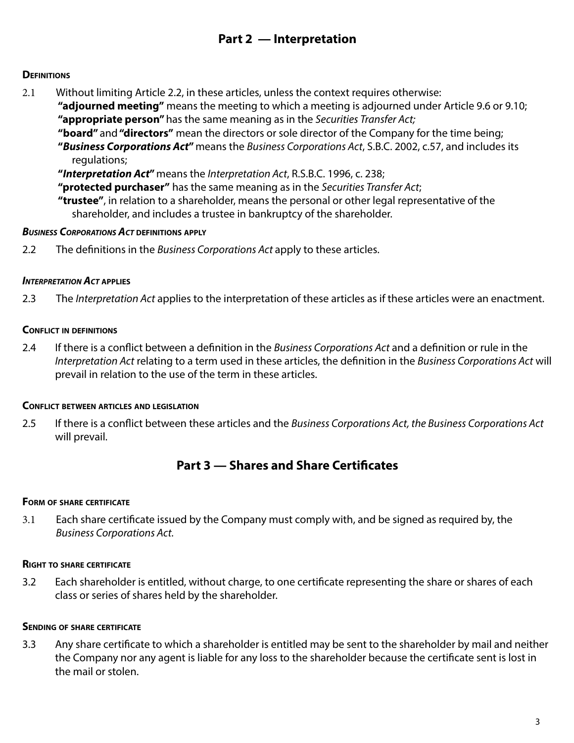## Part 2 — Interpretation

#### Definitions

2.1 Without limiting Article 2.2, in these articles, unless the context requires otherwise:

**"adjourned meeting"** means the meeting to which a meeting is adjourned under Article 9.6 or 9.10;

**"appropriate person"** has the same meaning as in the *Securities Transfer Act;*

**"board"** and **"directors"** mean the directors or sole director of the Company for the time being;

**"*Business Corporations Act*"** means the *Business Corporations Act*, S.B.C. 2002, c.57, and includes its regulations;

**"*Interpretation Act*"** means the *Interpretation Act*, R.S.B.C. 1996, c. 238;

**"protected purchaser"** has the same meaning as in the *Securities Transfer Act*;

**"trustee"**, in relation to a shareholder, means the personal or other legal representative of the shareholder, and includes a trustee in bankruptcy of the shareholder.

#### *Business Corporations Act* definitions apply

2.2 The definitions in the *Business Corporations Act* apply to these articles.

#### *Interpretation Act* applies

2.3 The *Interpretation Act* applies to the interpretation of these articles as if these articles were an enactment.

#### Conflict in definitions

2.4 If there is a conflict between a definition in the *Business Corporations Act* and a definition or rule in the *Interpretation Act* relating to a term used in these articles, the definition in the *Business Corporations Act* will prevail in relation to the use of the term in these articles.

#### Conflict between articles and legislation

2.5 If there is a conflict between these articles and the *Business Corporations Act, the Business Corporations Act* will prevail.

## Part 3 — Shares and Share Certificates

#### Form of share certificate

3.1 Each share certificate issued by the Company must comply with, and be signed as required by, the *Business Corporations Act.*

#### Right to share certificate

3.2 Each shareholder is entitled, without charge, to one certificate representing the share or shares of each class or series of shares held by the shareholder.

#### Sending of share certificate

3.3 Any share certificate to which a shareholder is entitled may be sent to the shareholder by mail and neither the Company nor any agent is liable for any loss to the shareholder because the certificate sent is lost in the mail or stolen.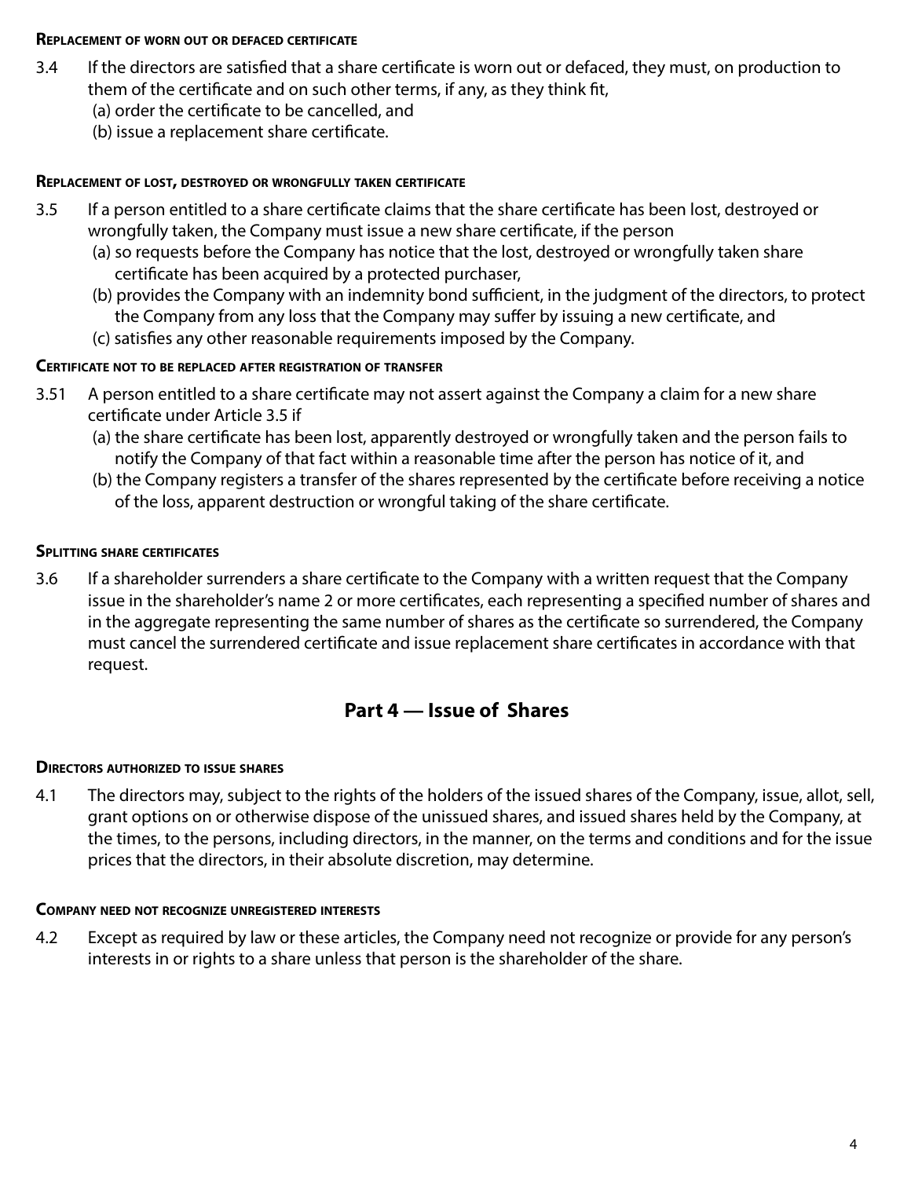#### Replacement of worn out or defaced certificate

3.4 If the directors are satisfied that a share certificate is worn out or defaced, they must, on production to them of the certificate and on such other terms, if any, as they think fit,

(a) order the certificate to be cancelled, and

(b) issue a replacement share certificate.

#### Replacement of lost, destroyed or wrongfully taken certificate

3.5 If a person entitled to a share certificate claims that the share certificate has been lost, destroyed or wrongfully taken, the Company must issue a new share certificate, if the person

(a) so requests before the Company has notice that the lost, destroyed or wrongfully taken share certificate has been acquired by a protected purchaser,

(b) provides the Company with an indemnity bond sufficient, in the judgment of the directors, to protect the Company from any loss that the Company may suffer by issuing a new certificate, and

(c) satisfies any other reasonable requirements imposed by the Company.

#### Certificate not to be replaced after registration of transfer

3.51 A person entitled to a share certificate may not assert against the Company a claim for a new share certificate under Article 3.5 if

(a) the share certificate has been lost, apparently destroyed or wrongfully taken and the person fails to notify the Company of that fact within a reasonable time after the person has notice of it, and

(b) the Company registers a transfer of the shares represented by the certificate before receiving a notice of the loss, apparent destruction or wrongful taking of the share certificate.

#### Splitting share certificates

3.6 If a shareholder surrenders a share certificate to the Company with a written request that the Company issue in the shareholder's name 2 or more certificates, each representing a specified number of shares and in the aggregate representing the same number of shares as the certificate so surrendered, the Company must cancel the surrendered certificate and issue replacement share certificates in accordance with that request.

## Part 4 — Issue of Shares

#### Directors authorized to issue shares

4.1 The directors may, subject to the rights of the holders of the issued shares of the Company, issue, allot, sell, grant options on or otherwise dispose of the unissued shares, and issued shares held by the Company, at the times, to the persons, including directors, in the manner, on the terms and conditions and for the issue prices that the directors, in their absolute discretion, may determine.

#### Company need not recognize unregistered interests

4.2 Except as required by law or these articles, the Company need not recognize or provide for any person's interests in or rights to a share unless that person is the shareholder of the share.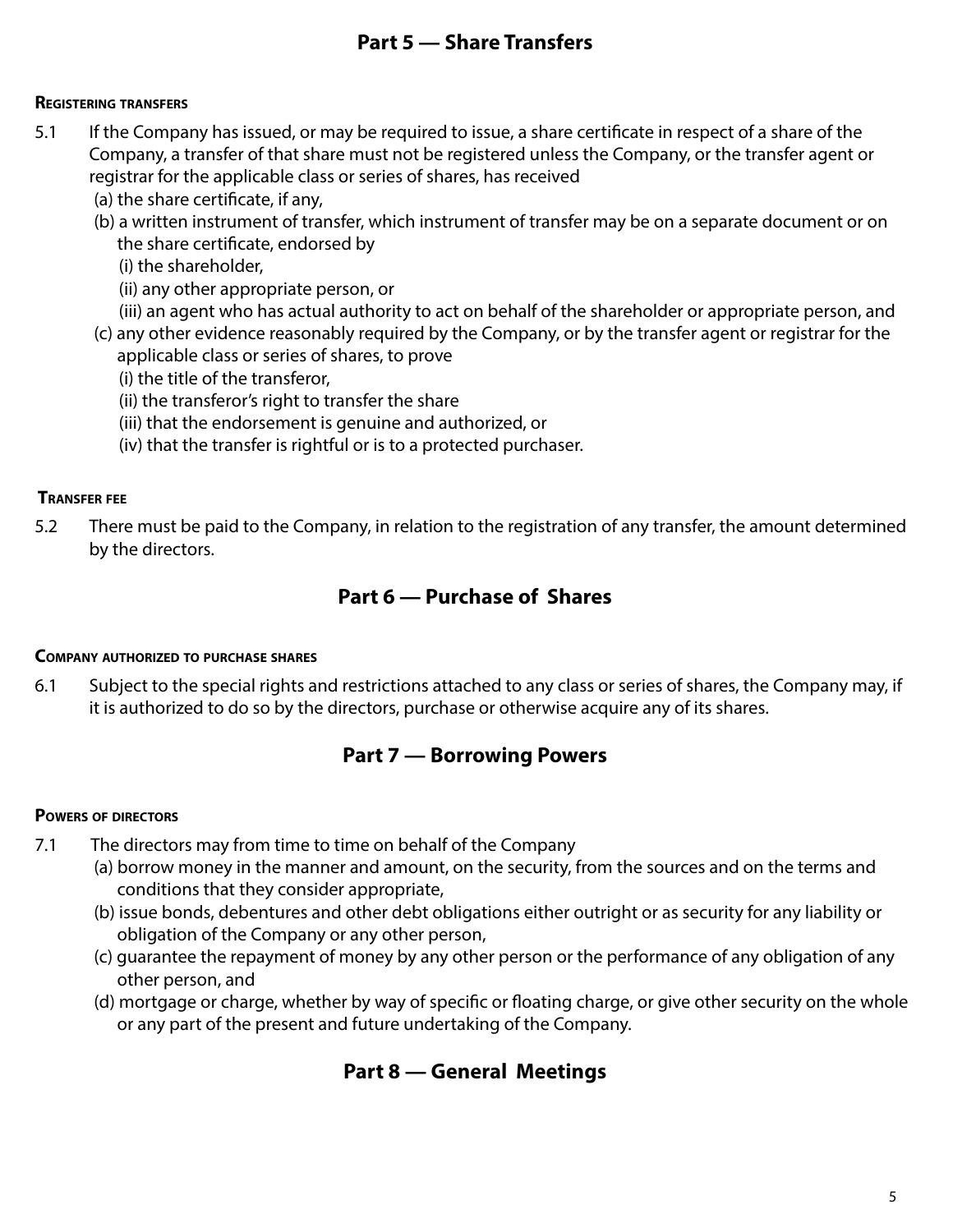## Part 5 — Share Transfers

**Registering transfers**

5.1 If the Company has issued, or may be required to issue, a share certificate in respect of a share of the Company, a transfer of that share must not be registered unless the Company, or the transfer agent or registrar for the applicable class or series of shares, has received

(a) the share certificate, if any,

(b) a written instrument of transfer, which instrument of transfer may be on a separate document or on the share certificate, endorsed by

(i) the shareholder,

(ii) any other appropriate person, or

(iii) an agent who has actual authority to act on behalf of the shareholder or appropriate person, and

(c) any other evidence reasonably required by the Company, or by the transfer agent or registrar for the applicable class or series of shares, to prove

(i) the title of the transferor,

(ii) the transferor's right to transfer the share

(iii) that the endorsement is genuine and authorized, or

(iv) that the transfer is rightful or is to a protected purchaser.

**Transfer fee**

5.2 There must be paid to the Company, in relation to the registration of any transfer, the amount determined by the directors.

## Part 6 — Purchase of Shares

**Company authorized to purchase shares**

6.1 Subject to the special rights and restrictions attached to any class or series of shares, the Company may, if it is authorized to do so by the directors, purchase or otherwise acquire any of its shares.

## Part 7 — Borrowing Powers

**Powers of directors**

7.1 The directors may from time to time on behalf of the Company

(a) borrow money in the manner and amount, on the security, from the sources and on the terms and conditions that they consider appropriate,

(b) issue bonds, debentures and other debt obligations either outright or as security for any liability or obligation of the Company or any other person,

(c) guarantee the repayment of money by any other person or the performance of any obligation of any other person, and

(d) mortgage or charge, whether by way of specific or floating charge, or give other security on the whole or any part of the present and future undertaking of the Company.

## Part 8 — General Meetings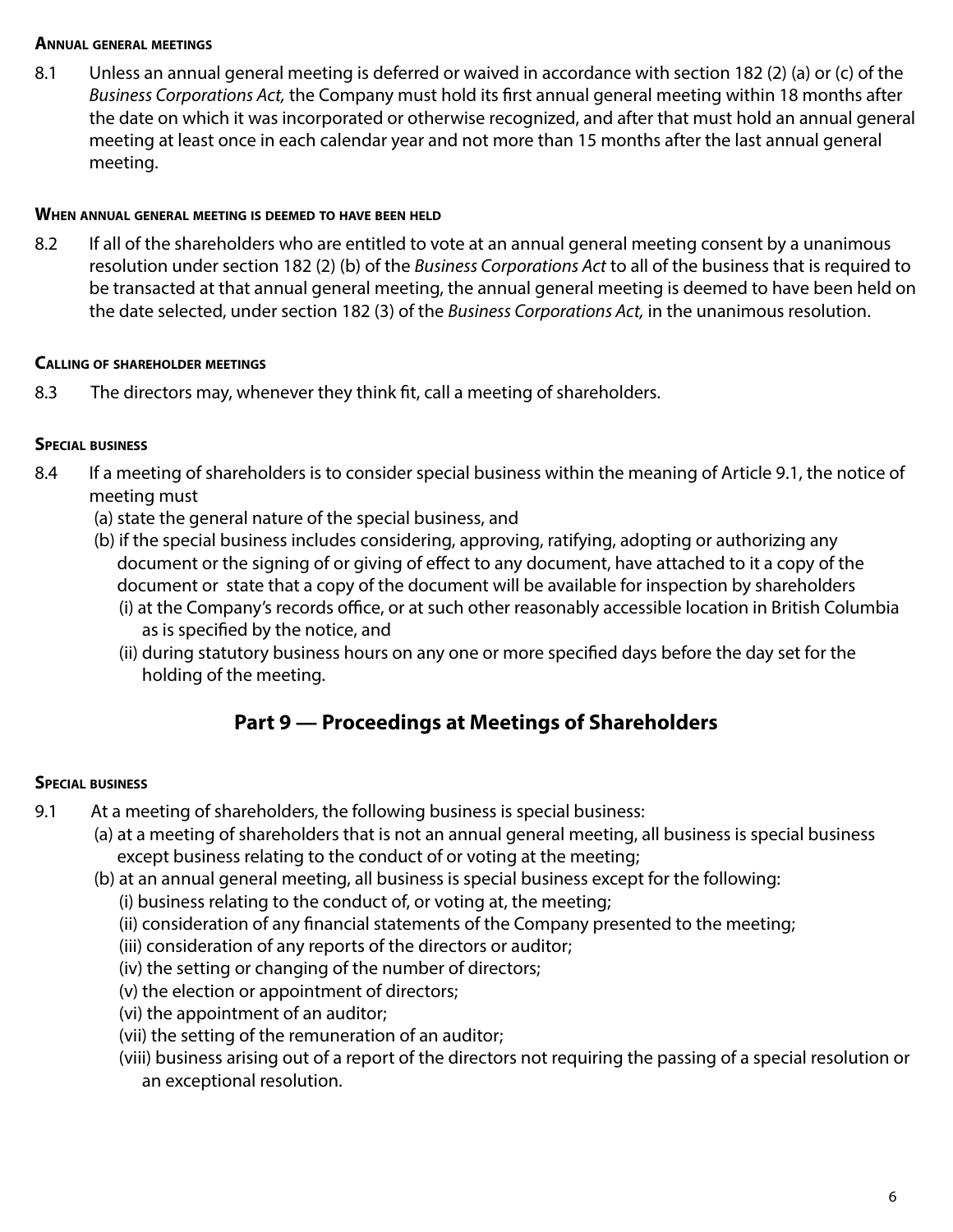#### Annual general meetings

8.1 Unless an annual general meeting is deferred or waived in accordance with section 182 (2) (a) or (c) of the *Business Corporations Act,* the Company must hold its first annual general meeting within 18 months after the date on which it was incorporated or otherwise recognized, and after that must hold an annual general meeting at least once in each calendar year and not more than 15 months after the last annual general meeting.

#### When annual general meeting is deemed to have been held

8.2 If all of the shareholders who are entitled to vote at an annual general meeting consent by a unanimous resolution under section 182 (2) (b) of the *Business Corporations Act* to all of the business that is required to be transacted at that annual general meeting, the annual general meeting is deemed to have been held on the date selected, under section 182 (3) of the *Business Corporations Act,* in the unanimous resolution.

#### Calling of shareholder meetings

8.3 The directors may, whenever they think fit, call a meeting of shareholders.

#### Special business

8.4 If a meeting of shareholders is to consider special business within the meaning of Article 9.1, the notice of meeting must

(a) state the general nature of the special business, and

(b) if the special business includes considering, approving, ratifying, adopting or authorizing any document or the signing of or giving of effect to any document, have attached to it a copy of the document or state that a copy of the document will be available for inspection by shareholders

(i) at the Company's records office, or at such other reasonably accessible location in British Columbia as is specified by the notice, and

(ii) during statutory business hours on any one or more specified days before the day set for the holding of the meeting.

## Part 9 — Proceedings at Meetings of Shareholders

#### Special business

9.1 At a meeting of shareholders, the following business is special business:

(a) at a meeting of shareholders that is not an annual general meeting, all business is special business except business relating to the conduct of or voting at the meeting;

(b) at an annual general meeting, all business is special business except for the following:

(i) business relating to the conduct of, or voting at, the meeting;

(ii) consideration of any financial statements of the Company presented to the meeting;

(iii) consideration of any reports of the directors or auditor;

(iv) the setting or changing of the number of directors;

(v) the election or appointment of directors;

(vi) the appointment of an auditor;

(vii) the setting of the remuneration of an auditor;

(viii) business arising out of a report of the directors not requiring the passing of a special resolution or an exceptional resolution.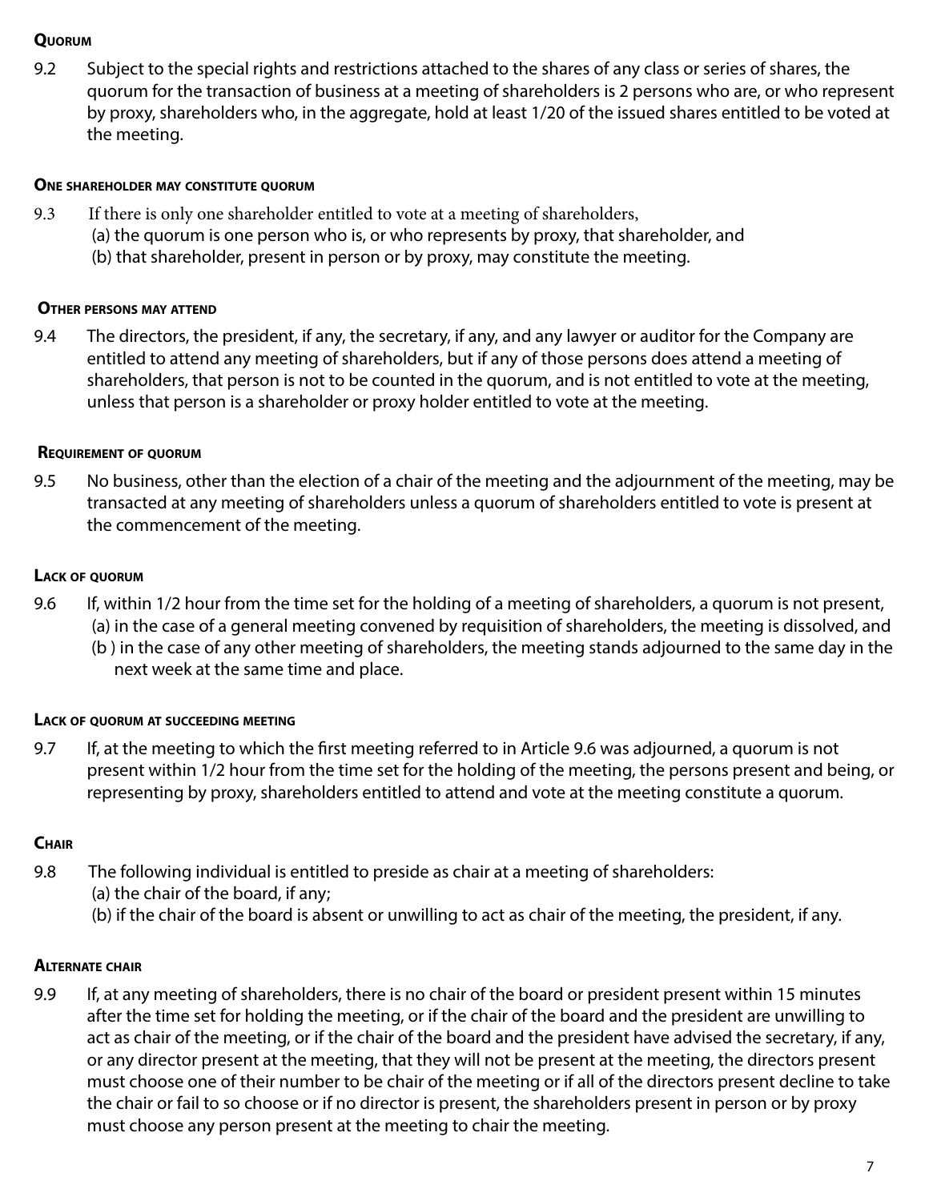**Quorum**

9.2 Subject to the special rights and restrictions attached to the shares of any class or series of shares, the quorum for the transaction of business at a meeting of shareholders is 2 persons who are, or who represent by proxy, shareholders who, in the aggregate, hold at least 1/20 of the issued shares entitled to be voted at the meeting.

**One shareholder may constitute quorum**

9.3 If there is only one shareholder entitled to vote at a meeting of shareholders,
(a) the quorum is one person who is, or who represents by proxy, that shareholder, and
(b) that shareholder, present in person or by proxy, may constitute the meeting.

**Other persons may attend**

9.4 The directors, the president, if any, the secretary, if any, and any lawyer or auditor for the Company are entitled to attend any meeting of shareholders, but if any of those persons does attend a meeting of shareholders, that person is not to be counted in the quorum, and is not entitled to vote at the meeting, unless that person is a shareholder or proxy holder entitled to vote at the meeting.

**Requirement of quorum**

9.5 No business, other than the election of a chair of the meeting and the adjournment of the meeting, may be transacted at any meeting of shareholders unless a quorum of shareholders entitled to vote is present at the commencement of the meeting.

**Lack of quorum**

9.6 If, within 1/2 hour from the time set for the holding of a meeting of shareholders, a quorum is not present,
(a) in the case of a general meeting convened by requisition of shareholders, the meeting is dissolved, and
(b ) in the case of any other meeting of shareholders, the meeting stands adjourned to the same day in the next week at the same time and place.

**Lack of quorum at succeeding meeting**

9.7 If, at the meeting to which the first meeting referred to in Article 9.6 was adjourned, a quorum is not present within 1/2 hour from the time set for the holding of the meeting, the persons present and being, or representing by proxy, shareholders entitled to attend and vote at the meeting constitute a quorum.

**Chair**

9.8 The following individual is entitled to preside as chair at a meeting of shareholders:
(a) the chair of the board, if any;
(b) if the chair of the board is absent or unwilling to act as chair of the meeting, the president, if any.

**Alternate chair**

9.9 If, at any meeting of shareholders, there is no chair of the board or president present within 15 minutes after the time set for holding the meeting, or if the chair of the board and the president are unwilling to act as chair of the meeting, or if the chair of the board and the president have advised the secretary, if any, or any director present at the meeting, that they will not be present at the meeting, the directors present must choose one of their number to be chair of the meeting or if all of the directors present decline to take the chair or fail to so choose or if no director is present, the shareholders present in person or by proxy must choose any person present at the meeting to chair the meeting.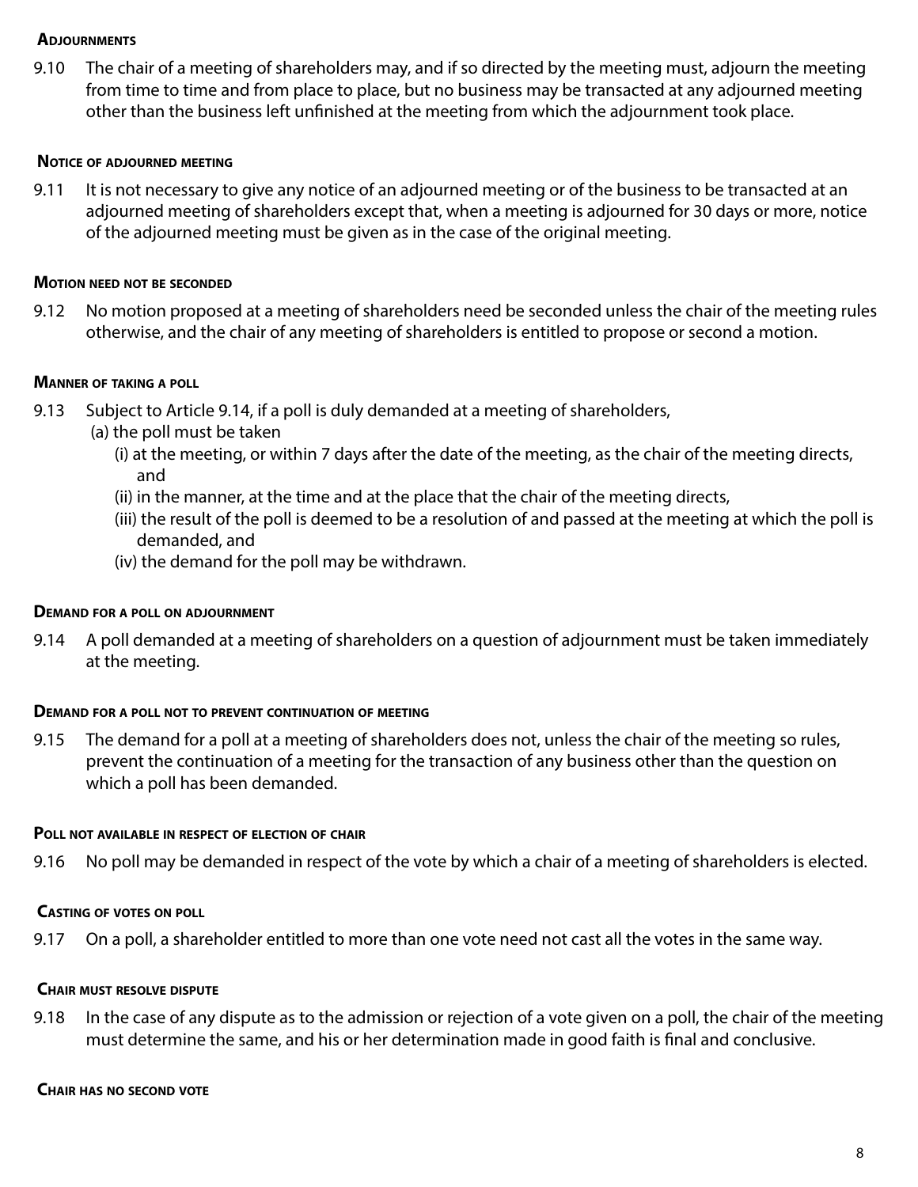#### Adjournments

9.10 The chair of a meeting of shareholders may, and if so directed by the meeting must, adjourn the meeting from time to time and from place to place, but no business may be transacted at any adjourned meeting other than the business left unfinished at the meeting from which the adjournment took place.

#### Notice of adjourned meeting

9.11 It is not necessary to give any notice of an adjourned meeting or of the business to be transacted at an adjourned meeting of shareholders except that, when a meeting is adjourned for 30 days or more, notice of the adjourned meeting must be given as in the case of the original meeting.

#### Motion need not be seconded

9.12 No motion proposed at a meeting of shareholders need be seconded unless the chair of the meeting rules otherwise, and the chair of any meeting of shareholders is entitled to propose or second a motion.

#### Manner of taking a poll

9.13 Subject to Article 9.14, if a poll is duly demanded at a meeting of shareholders,

(a) the poll must be taken

(i) at the meeting, or within 7 days after the date of the meeting, as the chair of the meeting directs, and

(ii) in the manner, at the time and at the place that the chair of the meeting directs,

(iii) the result of the poll is deemed to be a resolution of and passed at the meeting at which the poll is demanded, and

(iv) the demand for the poll may be withdrawn.

#### Demand for a poll on adjournment

9.14 A poll demanded at a meeting of shareholders on a question of adjournment must be taken immediately at the meeting.

#### Demand for a poll not to prevent continuation of meeting

9.15 The demand for a poll at a meeting of shareholders does not, unless the chair of the meeting so rules, prevent the continuation of a meeting for the transaction of any business other than the question on which a poll has been demanded.

#### Poll not available in respect of election of chair

9.16 No poll may be demanded in respect of the vote by which a chair of a meeting of shareholders is elected.

#### Casting of votes on poll

9.17 On a poll, a shareholder entitled to more than one vote need not cast all the votes in the same way.

#### Chair must resolve dispute

9.18 In the case of any dispute as to the admission or rejection of a vote given on a poll, the chair of the meeting must determine the same, and his or her determination made in good faith is final and conclusive.

#### Chair has no second vote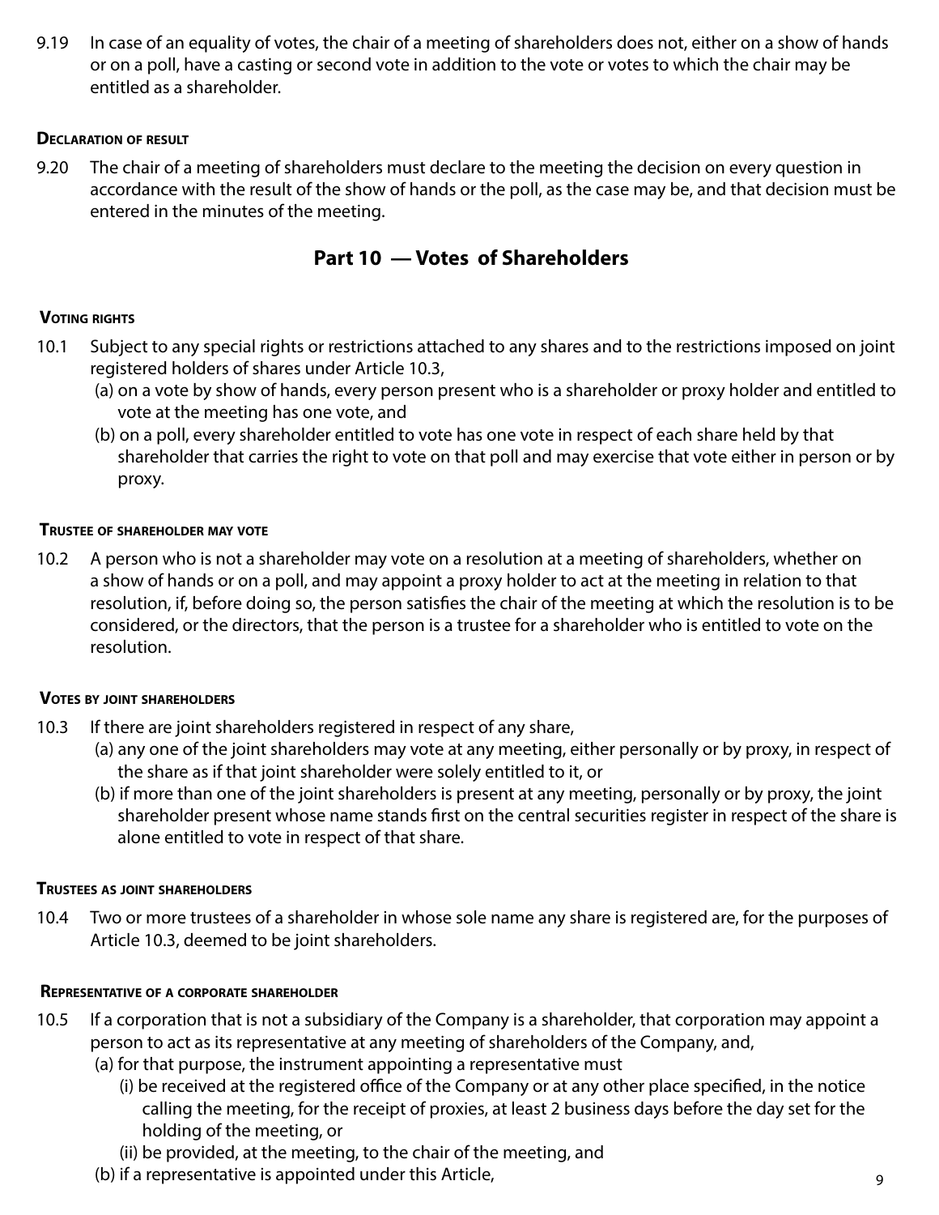9.19 In case of an equality of votes, the chair of a meeting of shareholders does not, either on a show of hands or on a poll, have a casting or second vote in addition to the vote or votes to which the chair may be entitled as a shareholder.

#### Declaration of result

9.20 The chair of a meeting of shareholders must declare to the meeting the decision on every question in accordance with the result of the show of hands or the poll, as the case may be, and that decision must be entered in the minutes of the meeting.

## Part 10 — Votes of Shareholders

#### Voting rights

10.1 Subject to any special rights or restrictions attached to any shares and to the restrictions imposed on joint registered holders of shares under Article 10.3,

(a) on a vote by show of hands, every person present who is a shareholder or proxy holder and entitled to vote at the meeting has one vote, and

(b) on a poll, every shareholder entitled to vote has one vote in respect of each share held by that shareholder that carries the right to vote on that poll and may exercise that vote either in person or by proxy.

#### Trustee of shareholder may vote

10.2 A person who is not a shareholder may vote on a resolution at a meeting of shareholders, whether on a show of hands or on a poll, and may appoint a proxy holder to act at the meeting in relation to that resolution, if, before doing so, the person satisfies the chair of the meeting at which the resolution is to be considered, or the directors, that the person is a trustee for a shareholder who is entitled to vote on the resolution.

#### Votes by joint shareholders

10.3 If there are joint shareholders registered in respect of any share,

(a) any one of the joint shareholders may vote at any meeting, either personally or by proxy, in respect of the share as if that joint shareholder were solely entitled to it, or

(b) if more than one of the joint shareholders is present at any meeting, personally or by proxy, the joint shareholder present whose name stands first on the central securities register in respect of the share is alone entitled to vote in respect of that share.

#### Trustees as joint shareholders

10.4 Two or more trustees of a shareholder in whose sole name any share is registered are, for the purposes of Article 10.3, deemed to be joint shareholders.

#### Representative of a corporate shareholder

10.5 If a corporation that is not a subsidiary of the Company is a shareholder, that corporation may appoint a person to act as its representative at any meeting of shareholders of the Company, and,

(a) for that purpose, the instrument appointing a representative must

(i) be received at the registered office of the Company or at any other place specified, in the notice calling the meeting, for the receipt of proxies, at least 2 business days before the day set for the holding of the meeting, or

(ii) be provided, at the meeting, to the chair of the meeting, and

(b) if a representative is appointed under this Article,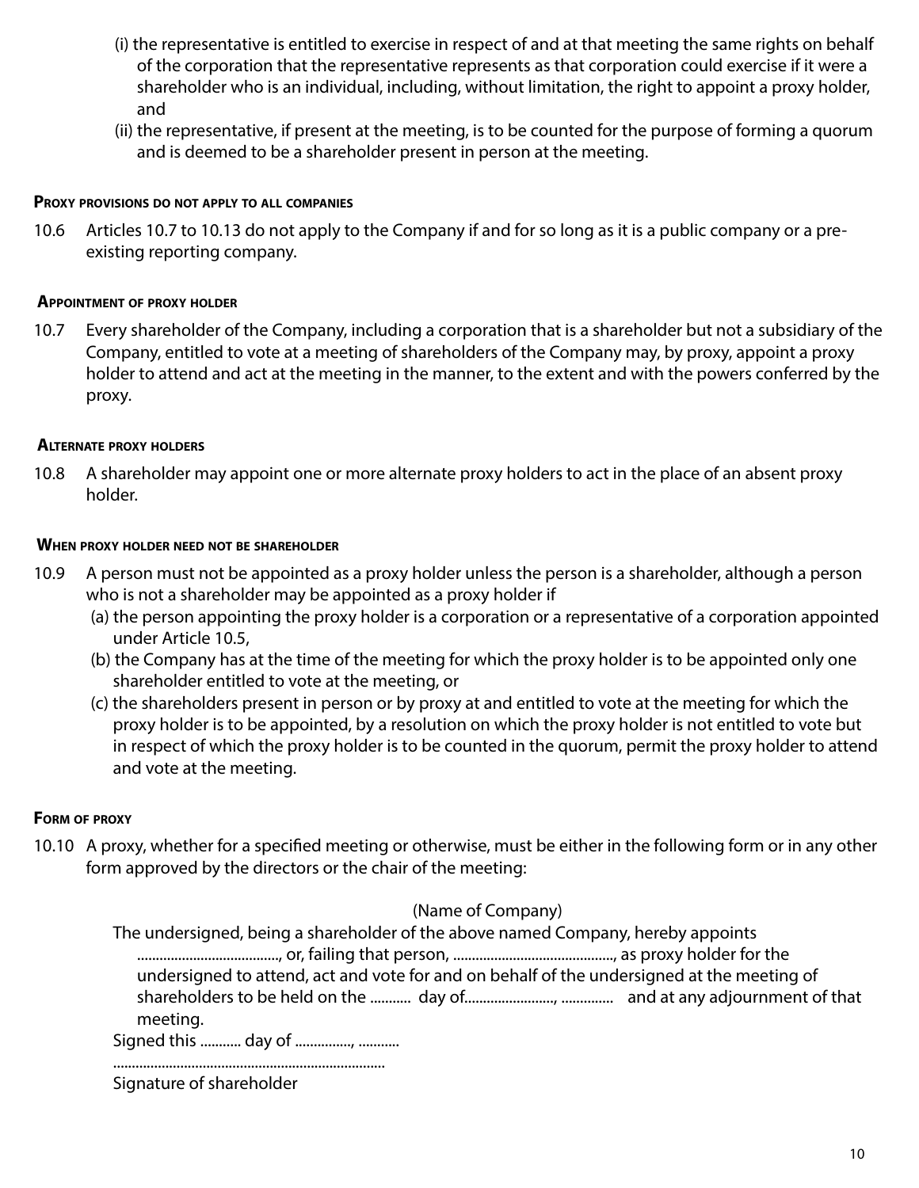(i) the representative is entitled to exercise in respect of and at that meeting the same rights on behalf of the corporation that the representative represents as that corporation could exercise if it were a shareholder who is an individual, including, without limitation, the right to appoint a proxy holder, and

(ii) the representative, if present at the meeting, is to be counted for the purpose of forming a quorum and is deemed to be a shareholder present in person at the meeting.

**Proxy provisions do not apply to all companies**

10.6 Articles 10.7 to 10.13 do not apply to the Company if and for so long as it is a public company or a pre-existing reporting company.

**Appointment of proxy holder**

10.7 Every shareholder of the Company, including a corporation that is a shareholder but not a subsidiary of the Company, entitled to vote at a meeting of shareholders of the Company may, by proxy, appoint a proxy holder to attend and act at the meeting in the manner, to the extent and with the powers conferred by the proxy.

**Alternate proxy holders**

10.8 A shareholder may appoint one or more alternate proxy holders to act in the place of an absent proxy holder.

**When proxy holder need not be shareholder**

10.9 A person must not be appointed as a proxy holder unless the person is a shareholder, although a person who is not a shareholder may be appointed as a proxy holder if

(a) the person appointing the proxy holder is a corporation or a representative of a corporation appointed under Article 10.5,

(b) the Company has at the time of the meeting for which the proxy holder is to be appointed only one shareholder entitled to vote at the meeting, or

(c) the shareholders present in person or by proxy at and entitled to vote at the meeting for which the proxy holder is to be appointed, by a resolution on which the proxy holder is not entitled to vote but in respect of which the proxy holder is to be counted in the quorum, permit the proxy holder to attend and vote at the meeting.

**Form of proxy**

10.10 A proxy, whether for a specified meeting or otherwise, must be either in the following form or in any other form approved by the directors or the chair of the meeting:

(Name of Company)

The undersigned, being a shareholder of the above named Company, hereby appoints ...................................., or, failing that person, ..........................................., as proxy holder for the undersigned to attend, act and vote for and on behalf of the undersigned at the meeting of shareholders to be held on the ........... day of........................, ............. and at any adjournment of that meeting.

Signed this ........... day of ..............., ...........

........................................................................

Signature of shareholder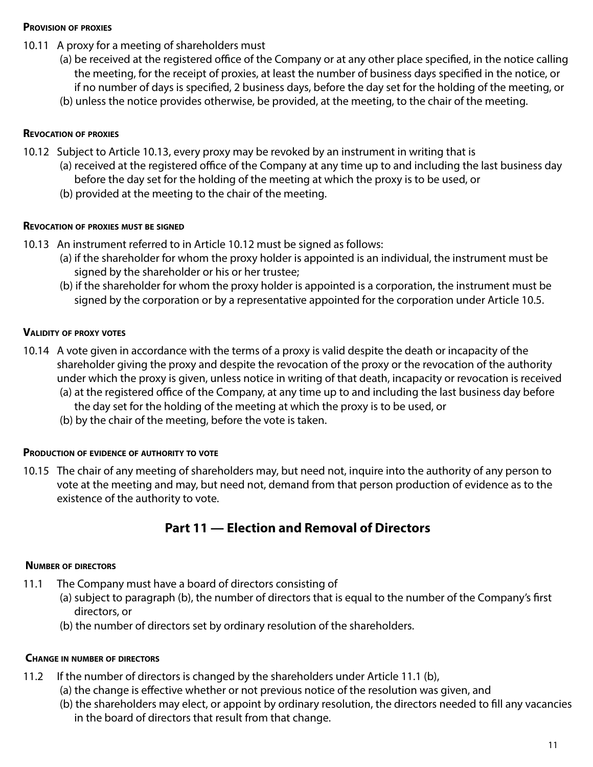#### Provision of proxies

10.11 A proxy for a meeting of shareholders must

(a) be received at the registered office of the Company or at any other place specified, in the notice calling the meeting, for the receipt of proxies, at least the number of business days specified in the notice, or if no number of days is specified, 2 business days, before the day set for the holding of the meeting, or

(b) unless the notice provides otherwise, be provided, at the meeting, to the chair of the meeting.

#### Revocation of proxies

10.12 Subject to Article 10.13, every proxy may be revoked by an instrument in writing that is

(a) received at the registered office of the Company at any time up to and including the last business day before the day set for the holding of the meeting at which the proxy is to be used, or

(b) provided at the meeting to the chair of the meeting.

#### Revocation of proxies must be signed

10.13 An instrument referred to in Article 10.12 must be signed as follows:

(a) if the shareholder for whom the proxy holder is appointed is an individual, the instrument must be signed by the shareholder or his or her trustee;

(b) if the shareholder for whom the proxy holder is appointed is a corporation, the instrument must be signed by the corporation or by a representative appointed for the corporation under Article 10.5.

#### Validity of proxy votes

10.14 A vote given in accordance with the terms of a proxy is valid despite the death or incapacity of the shareholder giving the proxy and despite the revocation of the proxy or the revocation of the authority under which the proxy is given, unless notice in writing of that death, incapacity or revocation is received

(a) at the registered office of the Company, at any time up to and including the last business day before the day set for the holding of the meeting at which the proxy is to be used, or

(b) by the chair of the meeting, before the vote is taken.

#### Production of evidence of authority to vote

10.15 The chair of any meeting of shareholders may, but need not, inquire into the authority of any person to vote at the meeting and may, but need not, demand from that person production of evidence as to the existence of the authority to vote.

## Part 11 — Election and Removal of Directors

#### Number of directors

11.1 The Company must have a board of directors consisting of

(a) subject to paragraph (b), the number of directors that is equal to the number of the Company's first directors, or

(b) the number of directors set by ordinary resolution of the shareholders.

#### Change in number of directors

11.2 If the number of directors is changed by the shareholders under Article 11.1 (b),

(a) the change is effective whether or not previous notice of the resolution was given, and

(b) the shareholders may elect, or appoint by ordinary resolution, the directors needed to fill any vacancies in the board of directors that result from that change.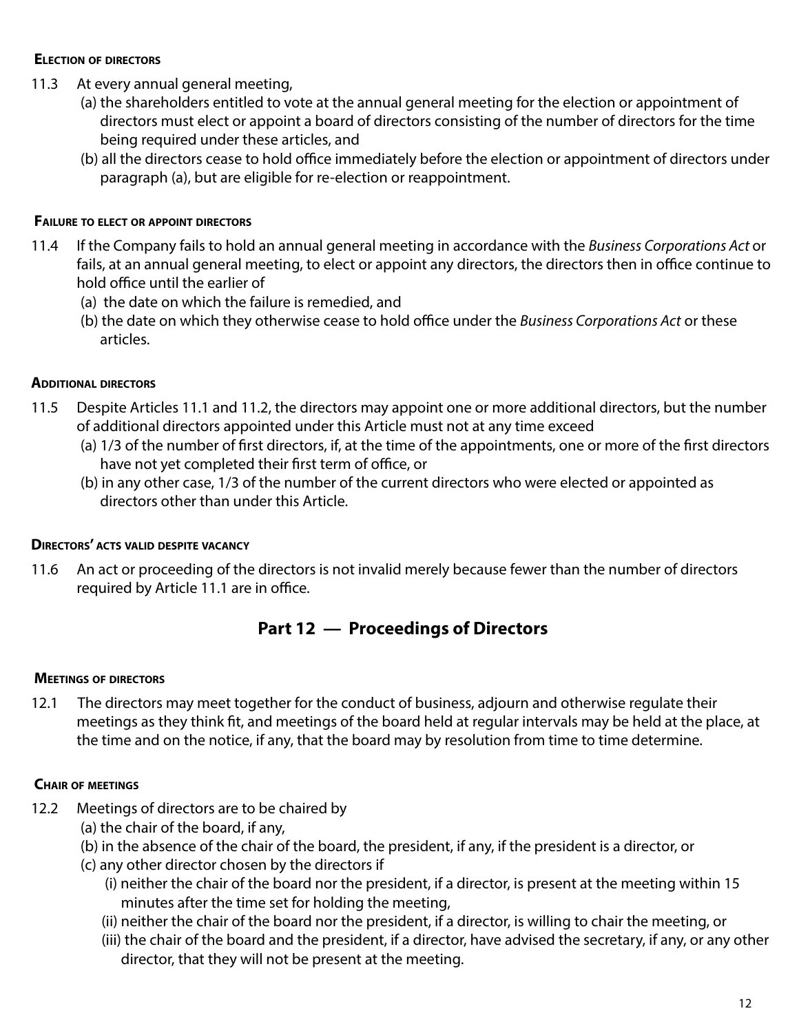#### Election of directors

11.3 At every annual general meeting,

(a) the shareholders entitled to vote at the annual general meeting for the election or appointment of directors must elect or appoint a board of directors consisting of the number of directors for the time being required under these articles, and

(b) all the directors cease to hold office immediately before the election or appointment of directors under paragraph (a), but are eligible for re-election or reappointment.

#### Failure to elect or appoint directors

11.4 If the Company fails to hold an annual general meeting in accordance with the *Business Corporations Act* or fails, at an annual general meeting, to elect or appoint any directors, the directors then in office continue to hold office until the earlier of

(a) the date on which the failure is remedied, and

(b) the date on which they otherwise cease to hold office under the *Business Corporations Act* or these articles.

#### Additional directors

11.5 Despite Articles 11.1 and 11.2, the directors may appoint one or more additional directors, but the number of additional directors appointed under this Article must not at any time exceed

(a) 1/3 of the number of first directors, if, at the time of the appointments, one or more of the first directors have not yet completed their first term of office, or

(b) in any other case, 1/3 of the number of the current directors who were elected or appointed as directors other than under this Article.

#### Directors' acts valid despite vacancy

11.6 An act or proceeding of the directors is not invalid merely because fewer than the number of directors required by Article 11.1 are in office.

## Part 12 — Proceedings of Directors

#### Meetings of directors

12.1 The directors may meet together for the conduct of business, adjourn and otherwise regulate their meetings as they think fit, and meetings of the board held at regular intervals may be held at the place, at the time and on the notice, if any, that the board may by resolution from time to time determine.

#### Chair of meetings

12.2 Meetings of directors are to be chaired by

(a) the chair of the board, if any,

(b) in the absence of the chair of the board, the president, if any, if the president is a director, or

(c) any other director chosen by the directors if

(i) neither the chair of the board nor the president, if a director, is present at the meeting within 15 minutes after the time set for holding the meeting,

(ii) neither the chair of the board nor the president, if a director, is willing to chair the meeting, or

(iii) the chair of the board and the president, if a director, have advised the secretary, if any, or any other director, that they will not be present at the meeting.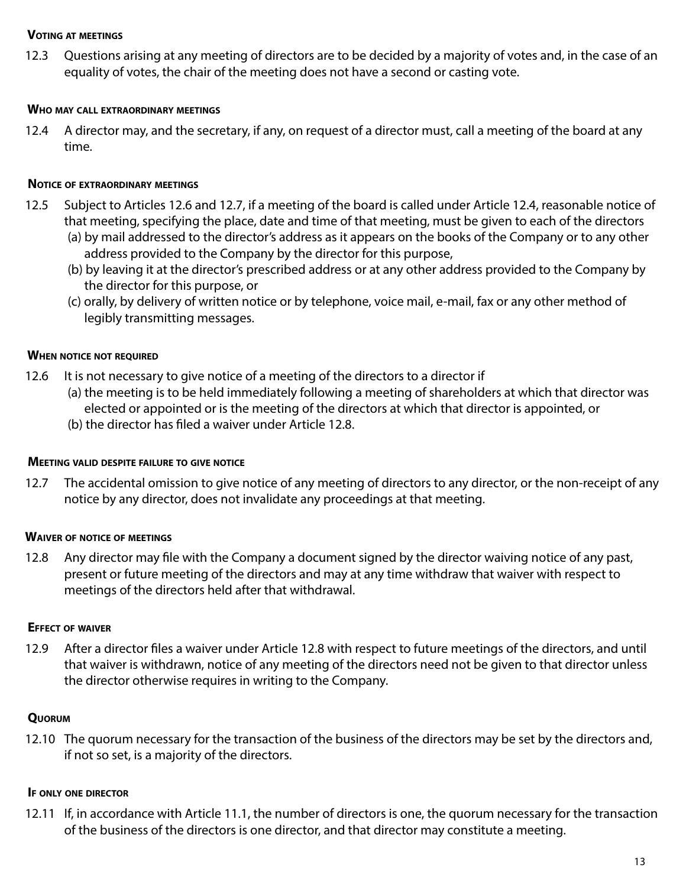#### Voting at meetings

12.3 Questions arising at any meeting of directors are to be decided by a majority of votes and, in the case of an equality of votes, the chair of the meeting does not have a second or casting vote.

#### Who may call extraordinary meetings

12.4 A director may, and the secretary, if any, on request of a director must, call a meeting of the board at any time.

#### Notice of extraordinary meetings

12.5 Subject to Articles 12.6 and 12.7, if a meeting of the board is called under Article 12.4, reasonable notice of that meeting, specifying the place, date and time of that meeting, must be given to each of the directors
(a) by mail addressed to the director's address as it appears on the books of the Company or to any other address provided to the Company by the director for this purpose,
(b) by leaving it at the director's prescribed address or at any other address provided to the Company by the director for this purpose, or
(c) orally, by delivery of written notice or by telephone, voice mail, e-mail, fax or any other method of legibly transmitting messages.

#### When notice not required

12.6 It is not necessary to give notice of a meeting of the directors to a director if
(a) the meeting is to be held immediately following a meeting of shareholders at which that director was elected or appointed or is the meeting of the directors at which that director is appointed, or
(b) the director has filed a waiver under Article 12.8.

#### Meeting valid despite failure to give notice

12.7 The accidental omission to give notice of any meeting of directors to any director, or the non-receipt of any notice by any director, does not invalidate any proceedings at that meeting.

#### Waiver of notice of meetings

12.8 Any director may file with the Company a document signed by the director waiving notice of any past, present or future meeting of the directors and may at any time withdraw that waiver with respect to meetings of the directors held after that withdrawal.

#### Effect of waiver

12.9 After a director files a waiver under Article 12.8 with respect to future meetings of the directors, and until that waiver is withdrawn, notice of any meeting of the directors need not be given to that director unless the director otherwise requires in writing to the Company.

#### Quorum

12.10 The quorum necessary for the transaction of the business of the directors may be set by the directors and, if not so set, is a majority of the directors.

#### If only one director

12.11 If, in accordance with Article 11.1, the number of directors is one, the quorum necessary for the transaction of the business of the directors is one director, and that director may constitute a meeting.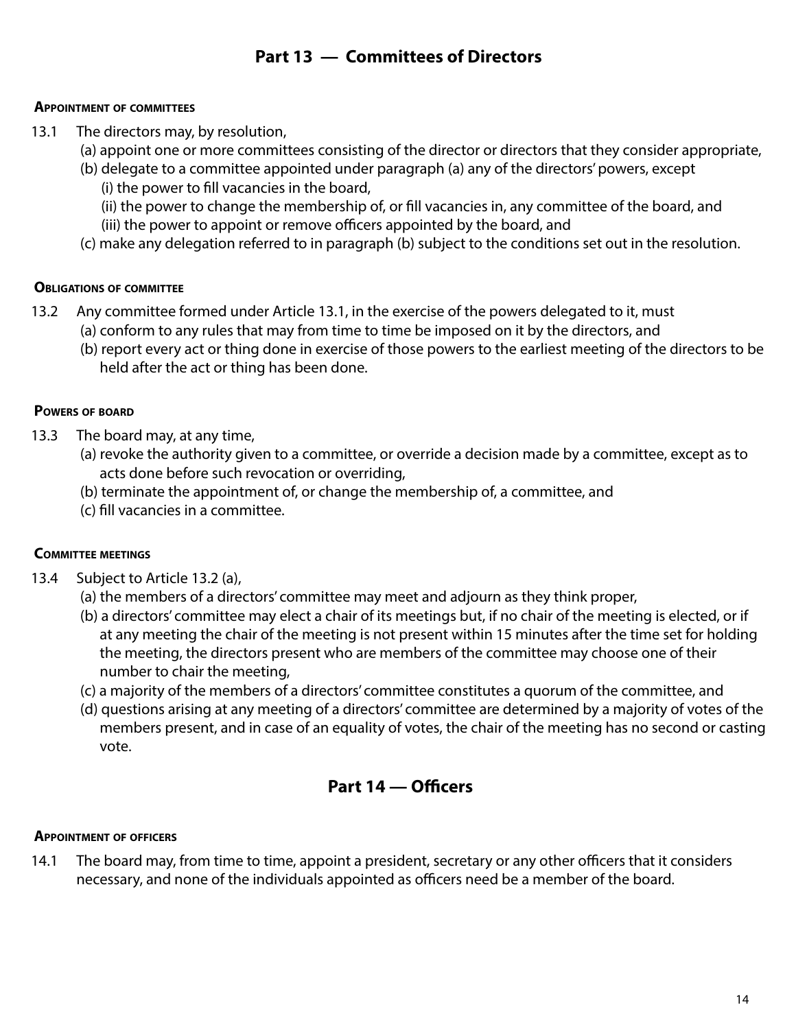## Part 13 — Committees of Directors

**Appointment of committees**

13.1 The directors may, by resolution,

(a) appoint one or more committees consisting of the director or directors that they consider appropriate,

(b) delegate to a committee appointed under paragraph (a) any of the directors' powers, except

(i) the power to fill vacancies in the board,

(ii) the power to change the membership of, or fill vacancies in, any committee of the board, and

(iii) the power to appoint or remove officers appointed by the board, and

(c) make any delegation referred to in paragraph (b) subject to the conditions set out in the resolution.

**Obligations of committee**

13.2 Any committee formed under Article 13.1, in the exercise of the powers delegated to it, must

(a) conform to any rules that may from time to time be imposed on it by the directors, and

(b) report every act or thing done in exercise of those powers to the earliest meeting of the directors to be held after the act or thing has been done.

**Powers of board**

13.3 The board may, at any time,

(a) revoke the authority given to a committee, or override a decision made by a committee, except as to acts done before such revocation or overriding,

(b) terminate the appointment of, or change the membership of, a committee, and

(c) fill vacancies in a committee.

**Committee meetings**

13.4 Subject to Article 13.2 (a),

(a) the members of a directors' committee may meet and adjourn as they think proper,

(b) a directors' committee may elect a chair of its meetings but, if no chair of the meeting is elected, or if at any meeting the chair of the meeting is not present within 15 minutes after the time set for holding the meeting, the directors present who are members of the committee may choose one of their number to chair the meeting,

(c) a majority of the members of a directors' committee constitutes a quorum of the committee, and

(d) questions arising at any meeting of a directors' committee are determined by a majority of votes of the members present, and in case of an equality of votes, the chair of the meeting has no second or casting vote.

## Part 14 — Officers

**Appointment of officers**

14.1 The board may, from time to time, appoint a president, secretary or any other officers that it considers necessary, and none of the individuals appointed as officers need be a member of the board.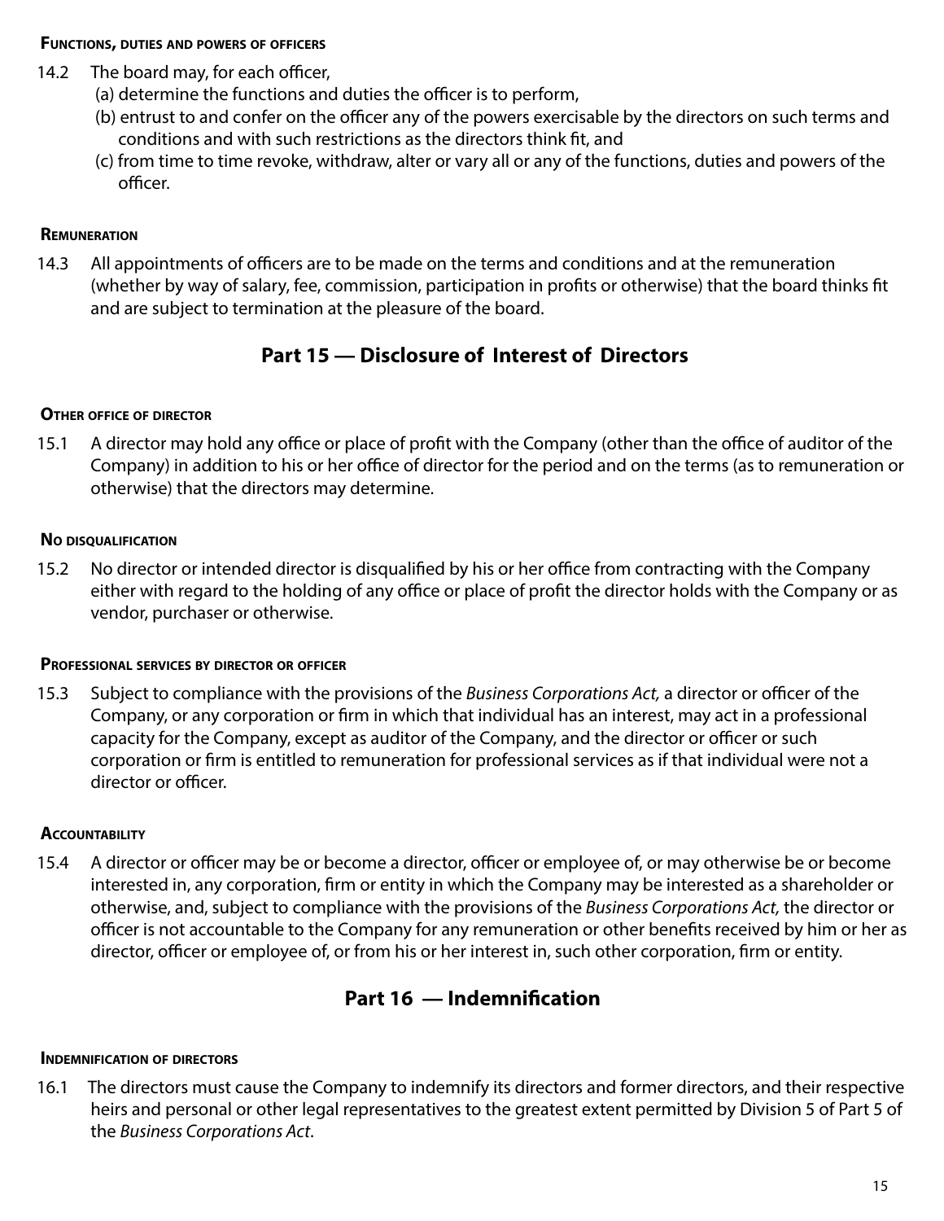#### Functions, duties and powers of officers

14.2 The board may, for each officer,

(a) determine the functions and duties the officer is to perform,

(b) entrust to and confer on the officer any of the powers exercisable by the directors on such terms and conditions and with such restrictions as the directors think fit, and

(c) from time to time revoke, withdraw, alter or vary all or any of the functions, duties and powers of the officer.

#### Remuneration

14.3 All appointments of officers are to be made on the terms and conditions and at the remuneration (whether by way of salary, fee, commission, participation in profits or otherwise) that the board thinks fit and are subject to termination at the pleasure of the board.

## Part 15 — Disclosure of Interest of Directors

#### Other office of director

15.1 A director may hold any office or place of profit with the Company (other than the office of auditor of the Company) in addition to his or her office of director for the period and on the terms (as to remuneration or otherwise) that the directors may determine.

#### No disqualification

15.2 No director or intended director is disqualified by his or her office from contracting with the Company either with regard to the holding of any office or place of profit the director holds with the Company or as vendor, purchaser or otherwise.

#### Professional services by director or officer

15.3 Subject to compliance with the provisions of the *Business Corporations Act,* a director or officer of the Company, or any corporation or firm in which that individual has an interest, may act in a professional capacity for the Company, except as auditor of the Company, and the director or officer or such corporation or firm is entitled to remuneration for professional services as if that individual were not a director or officer.

#### Accountability

15.4 A director or officer may be or become a director, officer or employee of, or may otherwise be or become interested in, any corporation, firm or entity in which the Company may be interested as a shareholder or otherwise, and, subject to compliance with the provisions of the *Business Corporations Act,* the director or officer is not accountable to the Company for any remuneration or other benefits received by him or her as director, officer or employee of, or from his or her interest in, such other corporation, firm or entity.

## Part 16 — Indemnification

#### Indemnification of directors

16.1 The directors must cause the Company to indemnify its directors and former directors, and their respective heirs and personal or other legal representatives to the greatest extent permitted by Division 5 of Part 5 of the *Business Corporations Act*.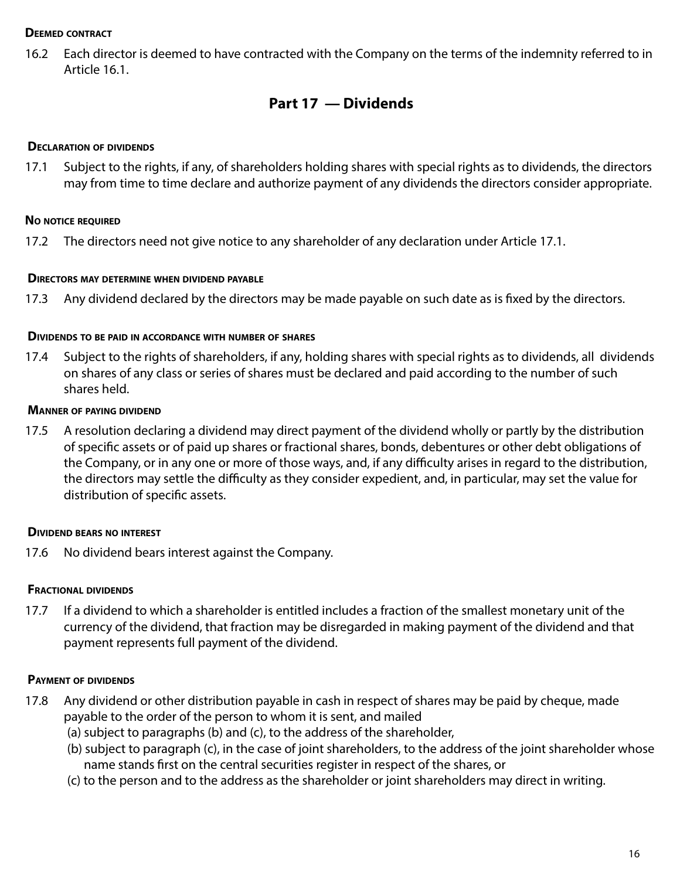#### Deemed contract

16.2 Each director is deemed to have contracted with the Company on the terms of the indemnity referred to in Article 16.1.

## Part 17 — Dividends

#### Declaration of dividends

17.1 Subject to the rights, if any, of shareholders holding shares with special rights as to dividends, the directors may from time to time declare and authorize payment of any dividends the directors consider appropriate.

#### No notice required

17.2 The directors need not give notice to any shareholder of any declaration under Article 17.1.

#### Directors may determine when dividend payable

17.3 Any dividend declared by the directors may be made payable on such date as is fixed by the directors.

#### Dividends to be paid in accordance with number of shares

17.4 Subject to the rights of shareholders, if any, holding shares with special rights as to dividends, all dividends on shares of any class or series of shares must be declared and paid according to the number of such shares held.

#### Manner of paying dividend

17.5 A resolution declaring a dividend may direct payment of the dividend wholly or partly by the distribution of specific assets or of paid up shares or fractional shares, bonds, debentures or other debt obligations of the Company, or in any one or more of those ways, and, if any difficulty arises in regard to the distribution, the directors may settle the difficulty as they consider expedient, and, in particular, may set the value for distribution of specific assets.

#### Dividend bears no interest

17.6 No dividend bears interest against the Company.

#### Fractional dividends

17.7 If a dividend to which a shareholder is entitled includes a fraction of the smallest monetary unit of the currency of the dividend, that fraction may be disregarded in making payment of the dividend and that payment represents full payment of the dividend.

#### Payment of dividends

17.8 Any dividend or other distribution payable in cash in respect of shares may be paid by cheque, made payable to the order of the person to whom it is sent, and mailed

(a) subject to paragraphs (b) and (c), to the address of the shareholder,

(b) subject to paragraph (c), in the case of joint shareholders, to the address of the joint shareholder whose name stands first on the central securities register in respect of the shares, or

(c) to the person and to the address as the shareholder or joint shareholders may direct in writing.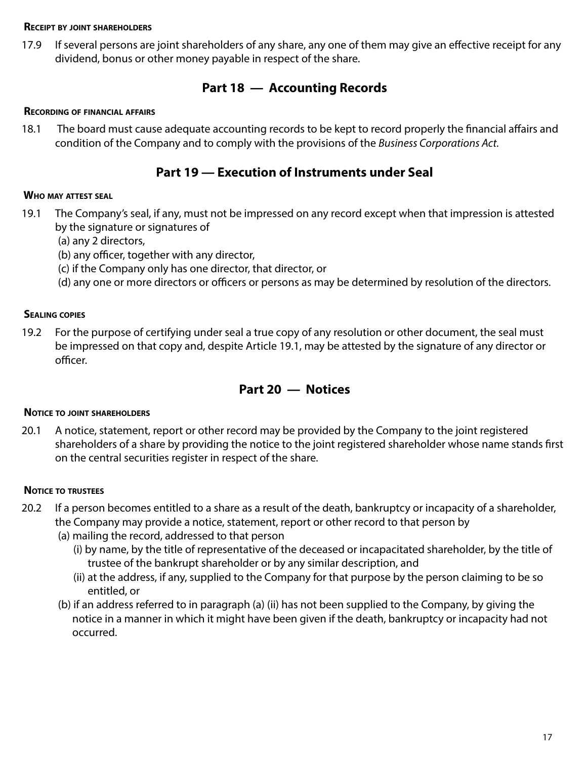#### Receipt by joint shareholders

17.9 If several persons are joint shareholders of any share, any one of them may give an effective receipt for any dividend, bonus or other money payable in respect of the share.

## Part 18 — Accounting Records

#### Recording of financial affairs

18.1 The board must cause adequate accounting records to be kept to record properly the financial affairs and condition of the Company and to comply with the provisions of the *Business Corporations Act*.

## Part 19 — Execution of Instruments under Seal

#### Who may attest seal

19.1 The Company's seal, if any, must not be impressed on any record except when that impression is attested by the signature or signatures of

(a) any 2 directors,

(b) any officer, together with any director,

(c) if the Company only has one director, that director, or

(d) any one or more directors or officers or persons as may be determined by resolution of the directors.

#### Sealing copies

19.2 For the purpose of certifying under seal a true copy of any resolution or other document, the seal must be impressed on that copy and, despite Article 19.1, may be attested by the signature of any director or officer.

## Part 20 — Notices

#### Notice to joint shareholders

20.1 A notice, statement, report or other record may be provided by the Company to the joint registered shareholders of a share by providing the notice to the joint registered shareholder whose name stands first on the central securities register in respect of the share.

#### Notice to trustees

20.2 If a person becomes entitled to a share as a result of the death, bankruptcy or incapacity of a shareholder, the Company may provide a notice, statement, report or other record to that person by

(a) mailing the record, addressed to that person

  (i) by name, by the title of representative of the deceased or incapacitated shareholder, by the title of trustee of the bankrupt shareholder or by any similar description, and

  (ii) at the address, if any, supplied to the Company for that purpose by the person claiming to be so entitled, or

(b) if an address referred to in paragraph (a) (ii) has not been supplied to the Company, by giving the notice in a manner in which it might have been given if the death, bankruptcy or incapacity had not occurred.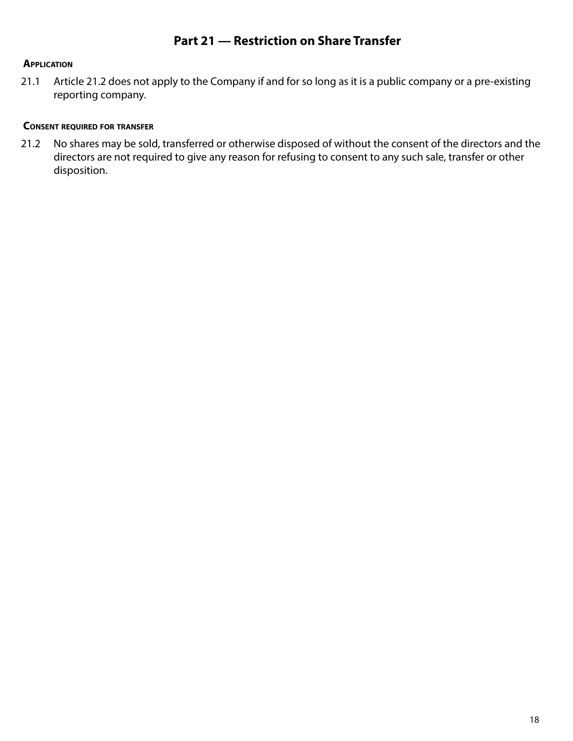## Part 21 — Restriction on Share Transfer

### Application

21.1 Article 21.2 does not apply to the Company if and for so long as it is a public company or a pre-existing reporting company.

### Consent required for transfer

21.2 No shares may be sold, transferred or otherwise disposed of without the consent of the directors and the directors are not required to give any reason for refusing to consent to any such sale, transfer or other disposition.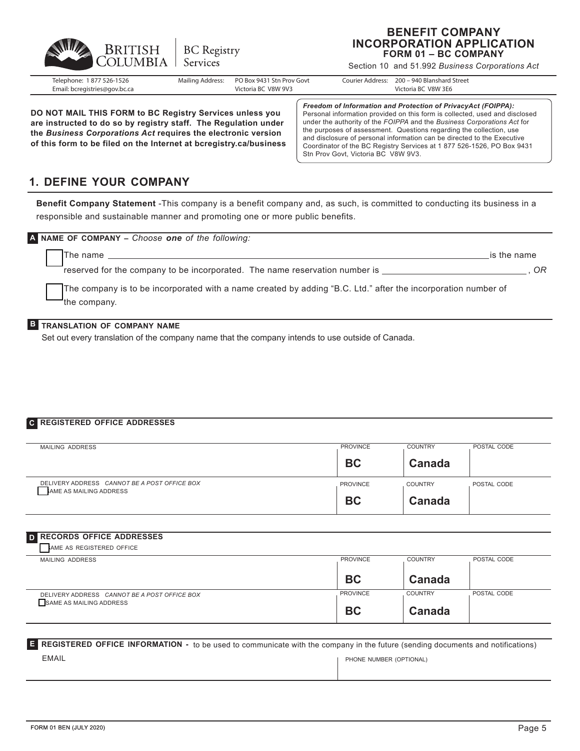BRITISH COLUMBIA | BC Registry Services

# BENEFIT COMPANY INCORPORATION APPLICATION

**FORM 01 – BC COMPANY**

Section 10 and 51.992 *Business Corporations Act*

Telephone: 1 877 526-1526
Email: bcregistries@gov.bc.ca

Mailing Address: PO Box 9431 Stn Prov Govt, Victoria BC V8W 9V3

Courier Address: 200 – 940 Blanshard Street, Victoria BC V8W 3E6

**DO NOT MAIL THIS FORM to BC Registry Services unless you are instructed to do so by registry staff. The Regulation under the *Business Corporations Act* requires the electronic version of this form to be filed on the Internet at bcregistry.ca/business**

***Freedom of Information and Protection of PrivacyAct (FOIPPA):*** Personal information provided on this form is collected, used and disclosed under the authority of the *FOIPPA* and the *Business Corporations Act* for the purposes of assessment. Questions regarding the collection, use and disclosure of personal information can be directed to the Executive Coordinator of the BC Registry Services at 1 877 526-1526, PO Box 9431 Stn Prov Govt, Victoria BC V8W 9V3.

## 1. DEFINE YOUR COMPANY

**Benefit Company Statement** -This company is a benefit company and, as such, is committed to conducting its business in a responsible and sustainable manner and promoting one or more public benefits.

### A NAME OF COMPANY – *Choose **one** of the following:*

☐ The name ______________________________ is the name reserved for the company to be incorporated. The name reservation number is ______________, *OR*

☐ The company is to be incorporated with a name created by adding "B.C. Ltd." after the incorporation number of the company.

### B TRANSLATION OF COMPANY NAME

Set out every translation of the company name that the company intends to use outside of Canada.

### C REGISTERED OFFICE ADDRESSES

| MAILING ADDRESS | PROVINCE | COUNTRY | POSTAL CODE |
|---|---|---|---|
| | **BC** | **Canada** | |
| DELIVERY ADDRESS *CANNOT BE A POST OFFICE BOX* ☐ SAME AS MAILING ADDRESS | PROVINCE | COUNTRY | POSTAL CODE |
| | **BC** | **Canada** | |

### D RECORDS OFFICE ADDRESSES

☐ SAME AS REGISTERED OFFICE

| MAILING ADDRESS | PROVINCE | COUNTRY | POSTAL CODE |
|---|---|---|---|
| | **BC** | **Canada** | |
| DELIVERY ADDRESS *CANNOT BE A POST OFFICE BOX* ☐ SAME AS MAILING ADDRESS | PROVINCE | COUNTRY | POSTAL CODE |
| | **BC** | **Canada** | |

### E REGISTERED OFFICE INFORMATION - to be used to communicate with the company in the future (sending documents and notifications)

| EMAIL | PHONE NUMBER (OPTIONAL) |
|---|---|
| | |

FORM 01 BEN (JULY 2020)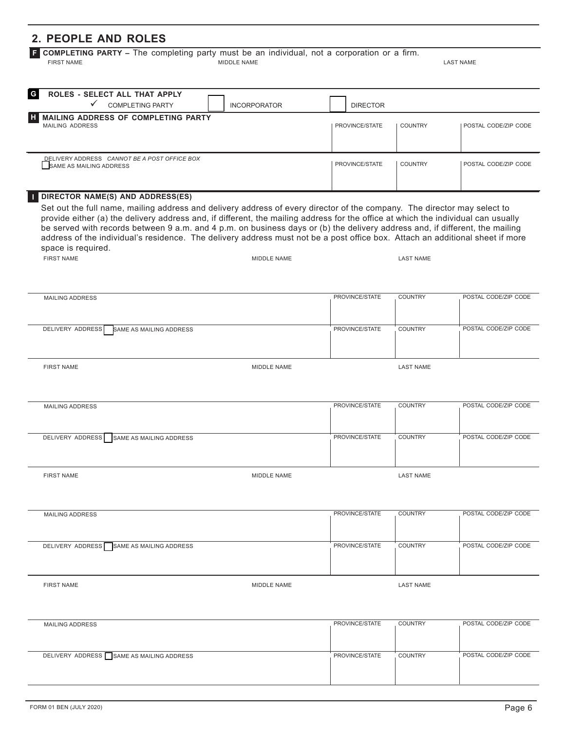## 2. PEOPLE AND ROLES

**F COMPLETING PARTY –** The completing party must be an individual, not a corporation or a firm.

| FIRST NAME | MIDDLE NAME | LAST NAME |
| --- | --- | --- |
| | | |

**G ROLES - SELECT ALL THAT APPLY**

✓ COMPLETING PARTY ☐ INCORPORATOR ☐ DIRECTOR

**H MAILING ADDRESS OF COMPLETING PARTY**

| MAILING ADDRESS | PROVINCE/STATE | COUNTRY | POSTAL CODE/ZIP CODE |
| --- | --- | --- | --- |
| | | | |

| DELIVERY ADDRESS *CANNOT BE A POST OFFICE BOX* ☐ SAME AS MAILING ADDRESS | PROVINCE/STATE | COUNTRY | POSTAL CODE/ZIP CODE |
| --- | --- | --- | --- |
| | | | |

**I DIRECTOR NAME(S) AND ADDRESS(ES)**

Set out the full name, mailing address and delivery address of every director of the company. The director may select to provide either (a) the delivery address and, if different, the mailing address for the office at which the individual can usually be served with records between 9 a.m. and 4 p.m. on business days or (b) the delivery address and, if different, the mailing address of the individual's residence. The delivery address must not be a post office box. Attach an additional sheet if more space is required.

| FIRST NAME | MIDDLE NAME | LAST NAME | |
| --- | --- | --- | --- |
| | | | |
| MAILING ADDRESS | PROVINCE/STATE | COUNTRY | POSTAL CODE/ZIP CODE |
| | | | |
| DELIVERY ADDRESS ☐ SAME AS MAILING ADDRESS | PROVINCE/STATE | COUNTRY | POSTAL CODE/ZIP CODE |
| | | | |

| FIRST NAME | MIDDLE NAME | LAST NAME | |
| --- | --- | --- | --- |
| | | | |
| MAILING ADDRESS | PROVINCE/STATE | COUNTRY | POSTAL CODE/ZIP CODE |
| | | | |
| DELIVERY ADDRESS ☐ SAME AS MAILING ADDRESS | PROVINCE/STATE | COUNTRY | POSTAL CODE/ZIP CODE |
| | | | |

| FIRST NAME | MIDDLE NAME | LAST NAME | |
| --- | --- | --- | --- |
| | | | |
| MAILING ADDRESS | PROVINCE/STATE | COUNTRY | POSTAL CODE/ZIP CODE |
| | | | |
| DELIVERY ADDRESS ☐ SAME AS MAILING ADDRESS | PROVINCE/STATE | COUNTRY | POSTAL CODE/ZIP CODE |
| | | | |

| FIRST NAME | MIDDLE NAME | LAST NAME | |
| --- | --- | --- | --- |
| | | | |
| MAILING ADDRESS | PROVINCE/STATE | COUNTRY | POSTAL CODE/ZIP CODE |
| | | | |
| DELIVERY ADDRESS ☐ SAME AS MAILING ADDRESS | PROVINCE/STATE | COUNTRY | POSTAL CODE/ZIP CODE |
| | | | |

FORM 01 BEN (JULY 2020)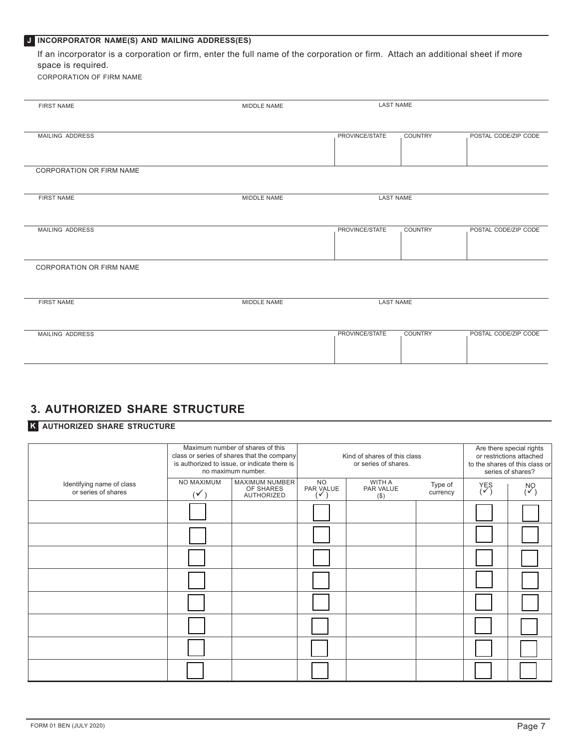**J INCORPORATOR NAME(S) AND MAILING ADDRESS(ES)**

If an incorporator is a corporation or firm, enter the full name of the corporation or firm. Attach an additional sheet if more space is required.

CORPORATION OF FIRM NAME

| FIRST NAME | MIDDLE NAME | LAST NAME | | |
|---|---|---|---|---|
| | | | | |

| MAILING ADDRESS | PROVINCE/STATE | COUNTRY | POSTAL CODE/ZIP CODE |
|---|---|---|---|
| | | | |

CORPORATION OR FIRM NAME

| FIRST NAME | MIDDLE NAME | LAST NAME | | |
|---|---|---|---|---|
| | | | | |

| MAILING ADDRESS | PROVINCE/STATE | COUNTRY | POSTAL CODE/ZIP CODE |
|---|---|---|---|
| | | | |

CORPORATION OR FIRM NAME

| FIRST NAME | MIDDLE NAME | LAST NAME | | |
|---|---|---|---|---|
| | | | | |

| MAILING ADDRESS | PROVINCE/STATE | COUNTRY | POSTAL CODE/ZIP CODE |
|---|---|---|---|
| | | | |

## 3. AUTHORIZED SHARE STRUCTURE

**K AUTHORIZED SHARE STRUCTURE**

| | Maximum number of shares of this class or series of shares that the company is authorized to issue, or indicate there is no maximum number. | | Kind of shares of this class or series of shares. | | | Are there special rights or restrictions attached to the shares of this class or series of shares? | |
|---|---|---|---|---|---|---|---|
| Identifying name of class or series of shares | NO MAXIMUM (✓) | MAXIMUM NUMBER OF SHARES AUTHORIZED | NO PAR VALUE (✓) | WITH A PAR VALUE ($) | Type of currency | YES (✓) | NO (✓) |
| | ☐ | | ☐ | | | ☐ | ☐ |
| | ☐ | | ☐ | | | ☐ | ☐ |
| | ☐ | | ☐ | | | ☐ | ☐ |
| | ☐ | | ☐ | | | ☐ | ☐ |
| | ☐ | | ☐ | | | ☐ | ☐ |
| | ☐ | | ☐ | | | ☐ | ☐ |
| | ☐ | | ☐ | | | ☐ | ☐ |
| | ☐ | | ☐ | | | ☐ | ☐ |

FORM 01 BEN (JULY 2020)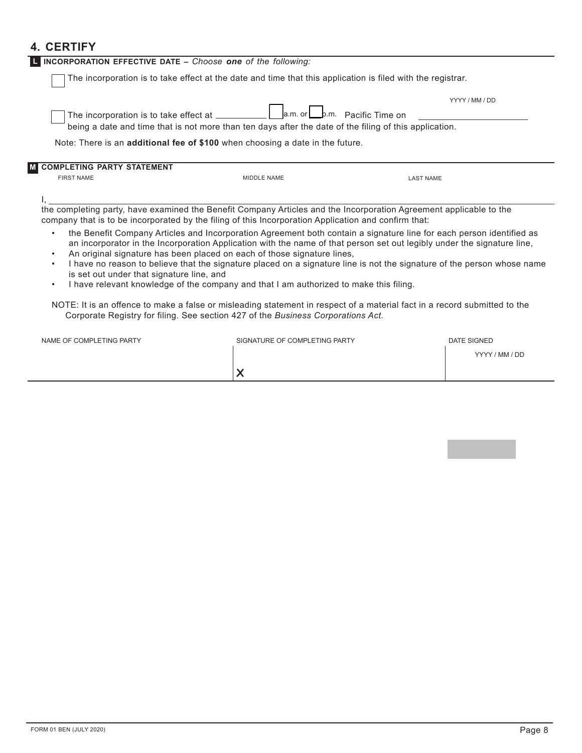## 4. CERTIFY

**L INCORPORATION EFFECTIVE DATE –** *Choose **one** of the following:*

☐ The incorporation is to take effect at the date and time that this application is filed with the registrar.

☐ The incorporation is to take effect at __________ ☐ a.m. or ☐ p.m. Pacific Time on __________ (YYYY / MM / DD) being a date and time that is not more than ten days after the date of the filing of this application.

Note: There is an **additional fee of $100** when choosing a date in the future.

**M COMPLETING PARTY STATEMENT**

| FIRST NAME | MIDDLE NAME | LAST NAME |
|---|---|---|
| | | |

I, ______________________________________________

the completing party, have examined the Benefit Company Articles and the Incorporation Agreement applicable to the company that is to be incorporated by the filing of this Incorporation Application and confirm that:

- the Benefit Company Articles and Incorporation Agreement both contain a signature line for each person identified as an incorporator in the Incorporation Application with the name of that person set out legibly under the signature line,
- An original signature has been placed on each of those signature lines,
- I have no reason to believe that the signature placed on a signature line is not the signature of the person whose name is set out under that signature line, and
- I have relevant knowledge of the company and that I am authorized to make this filing.

NOTE: It is an offence to make a false or misleading statement in respect of a material fact in a record submitted to the Corporate Registry for filing. See section 427 of the *Business Corporations Act.*

| NAME OF COMPLETING PARTY | SIGNATURE OF COMPLETING PARTY | DATE SIGNED (YYYY / MM / DD) |
|---|---|---|
| | X | |

FORM 01 BEN (JULY 2020)